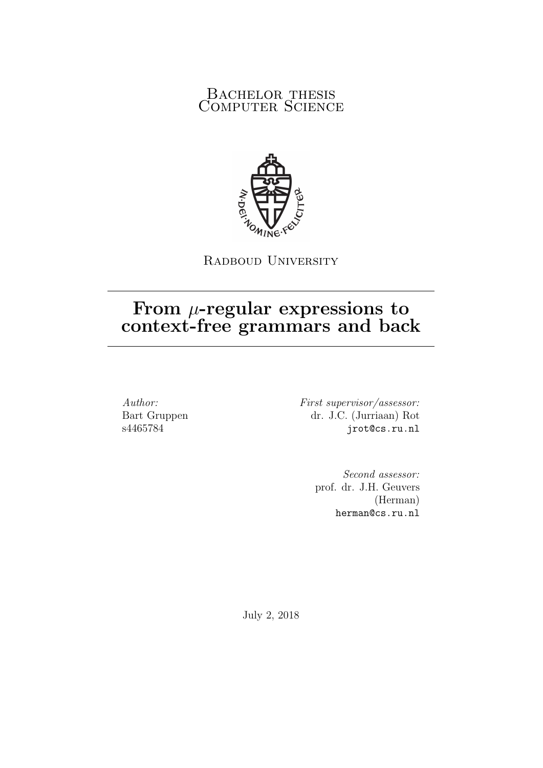Bachelor thesis
Computer Science

Radboud University

# From $\mu$-regular expressions to context-free grammars and back

*Author:*
Bart Gruppen
s4465784

*First supervisor/assessor:*
dr. J.C. (Jurriaan) Rot
jrot@cs.ru.nl

*Second assessor:*
prof. dr. J.H. Geuvers
(Herman)
herman@cs.ru.nl

July 2, 2018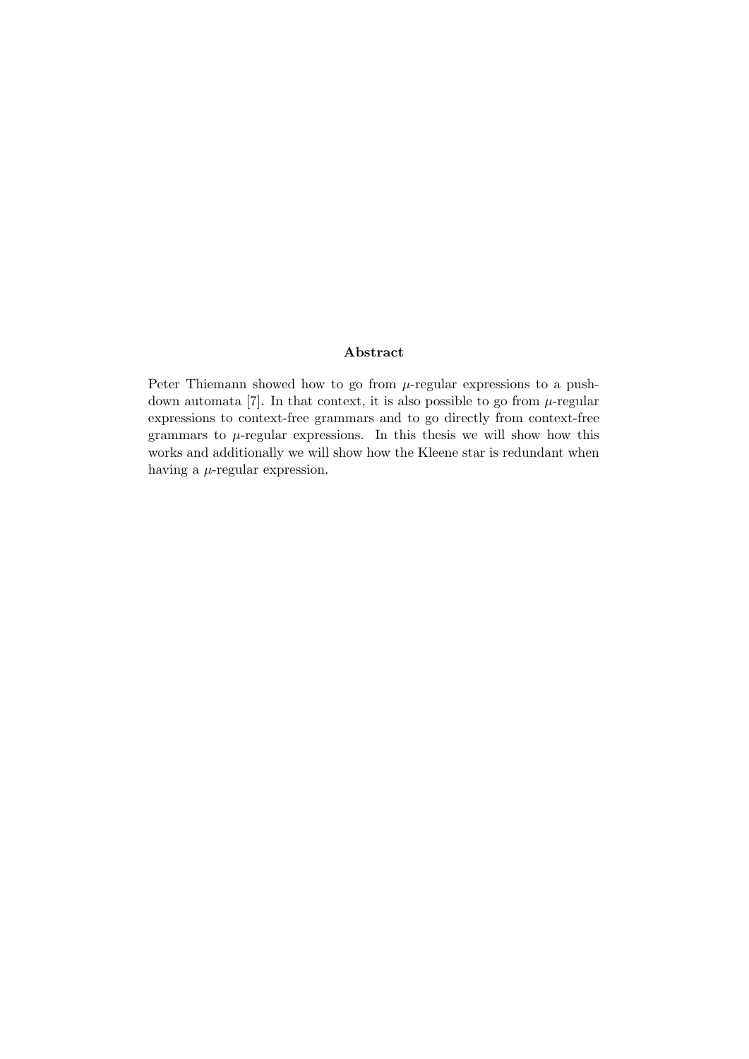## Abstract

Peter Thiemann showed how to go from $\mu$-regular expressions to a push-down automata [7]. In that context, it is also possible to go from $\mu$-regular expressions to context-free grammars and to go directly from context-free grammars to $\mu$-regular expressions. In this thesis we will show how this works and additionally we will show how the Kleene star is redundant when having a $\mu$-regular expression.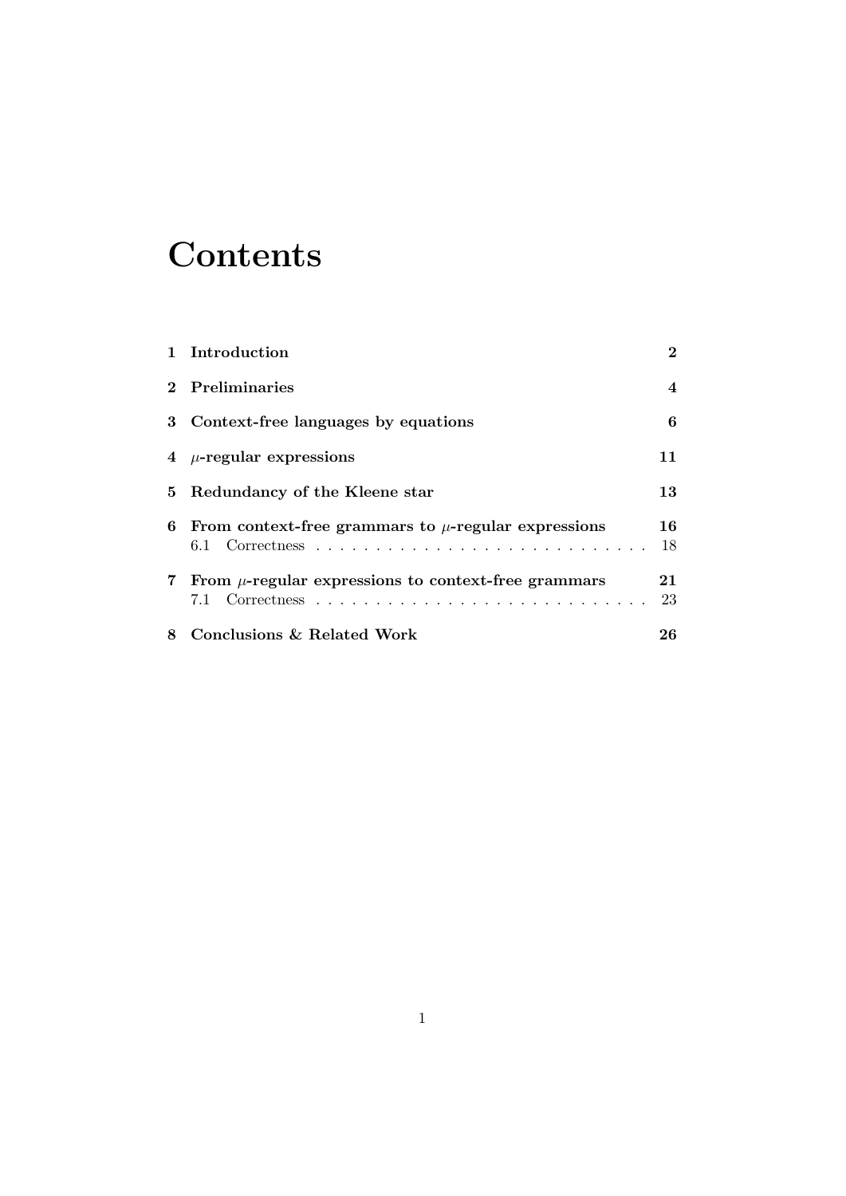# Contents

| | | |
|---|---|---|
| **1** | **Introduction** | **2** |
| **2** | **Preliminaries** | **4** |
| **3** | **Context-free languages by equations** | **6** |
| **4** | **$\mu$-regular expressions** | **11** |
| **5** | **Redundancy of the Kleene star** | **13** |
| **6** | **From context-free grammars to $\mu$-regular expressions** | **16** |
| | 6.1 Correctness | 18 |
| **7** | **From $\mu$-regular expressions to context-free grammars** | **21** |
| | 7.1 Correctness | 23 |
| **8** | **Conclusions & Related Work** | **26** |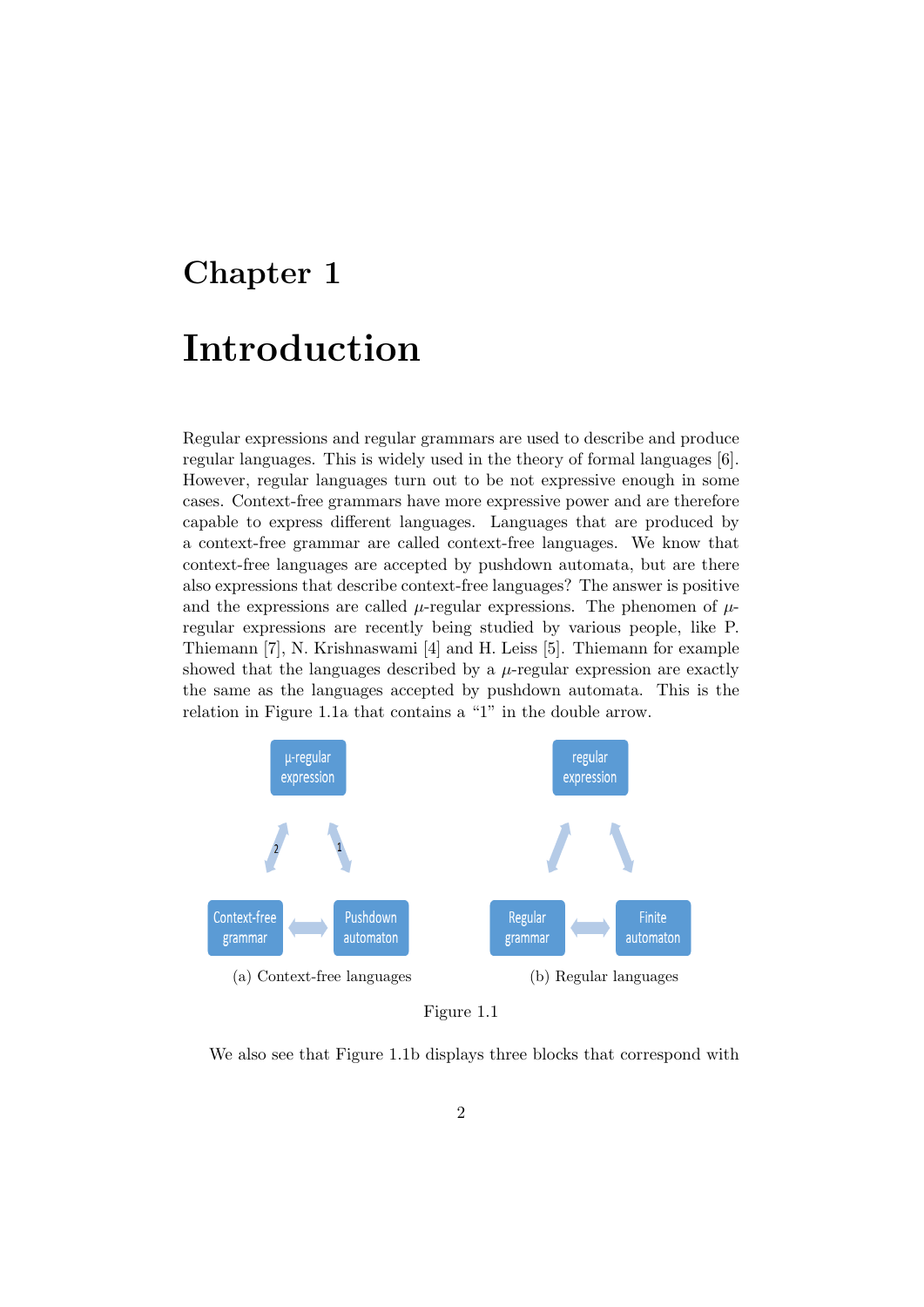# Chapter 1

# Introduction

Regular expressions and regular grammars are used to describe and produce regular languages. This is widely used in the theory of formal languages [6]. However, regular languages turn out to be not expressive enough in some cases. Context-free grammars have more expressive power and are therefore capable to express different languages. Languages that are produced by a context-free grammar are called context-free languages. We know that context-free languages are accepted by pushdown automata, but are there also expressions that describe context-free languages? The answer is positive and the expressions are called $\mu$-regular expressions. The phenomen of $\mu$-regular expressions are recently being studied by various people, like P. Thiemann [7], N. Krishnaswami [4] and H. Leiss [5]. Thiemann for example showed that the languages described by a $\mu$-regular expression are exactly the same as the languages accepted by pushdown automata. This is the relation in Figure 1.1a that contains a "1" in the double arrow.

(a) Context-free languages

(b) Regular languages

Figure 1.1

We also see that Figure 1.1b displays three blocks that correspond with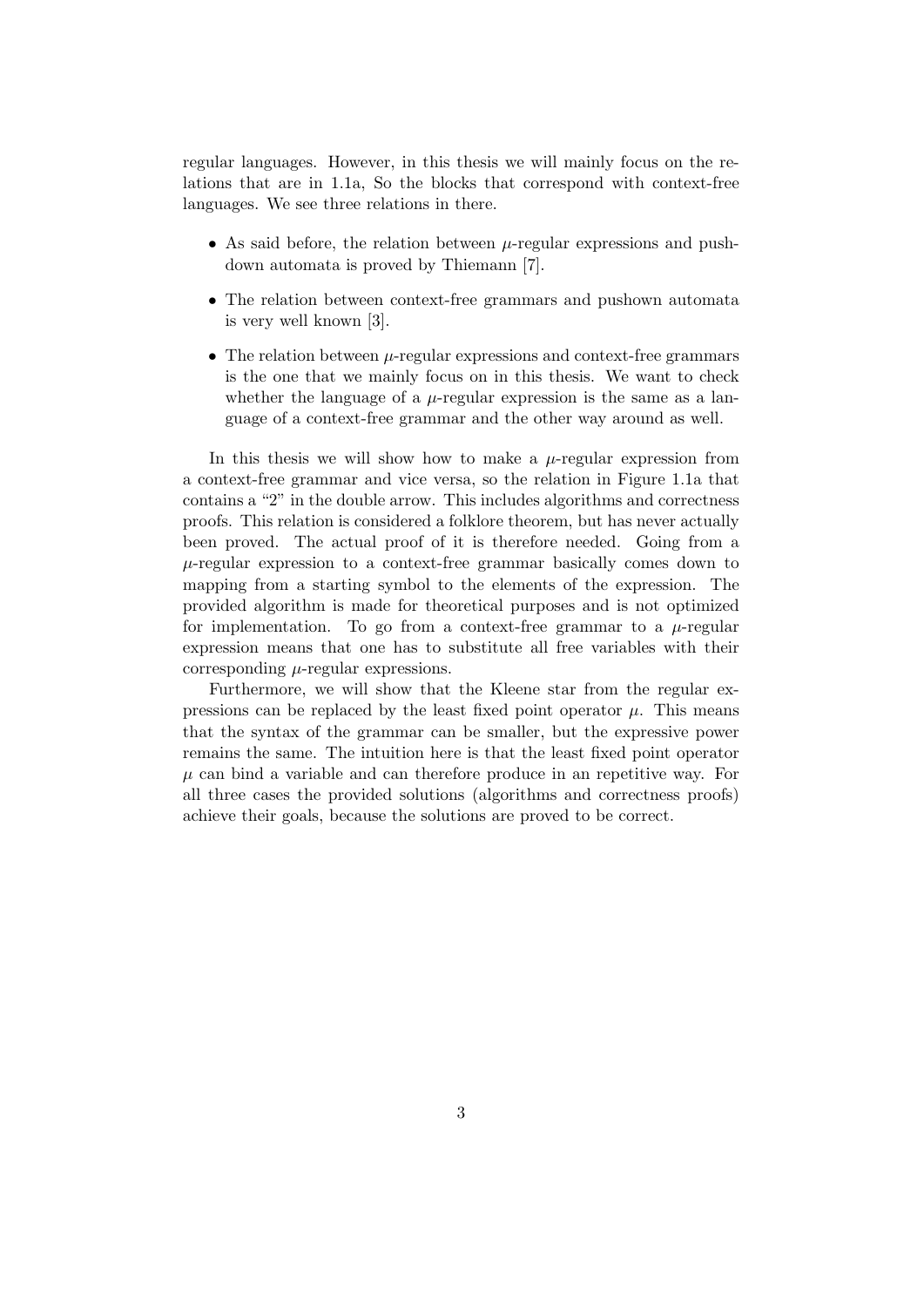regular languages. However, in this thesis we will mainly focus on the relations that are in 1.1a, So the blocks that correspond with context-free languages. We see three relations in there.

- As said before, the relation between $\mu$-regular expressions and pushdown automata is proved by Thiemann [7].
- The relation between context-free grammars and pushown automata is very well known [3].
- The relation between $\mu$-regular expressions and context-free grammars is the one that we mainly focus on in this thesis. We want to check whether the language of a $\mu$-regular expression is the same as a language of a context-free grammar and the other way around as well.

In this thesis we will show how to make a $\mu$-regular expression from a context-free grammar and vice versa, so the relation in Figure 1.1a that contains a "2" in the double arrow. This includes algorithms and correctness proofs. This relation is considered a folklore theorem, but has never actually been proved. The actual proof of it is therefore needed. Going from a $\mu$-regular expression to a context-free grammar basically comes down to mapping from a starting symbol to the elements of the expression. The provided algorithm is made for theoretical purposes and is not optimized for implementation. To go from a context-free grammar to a $\mu$-regular expression means that one has to substitute all free variables with their corresponding $\mu$-regular expressions.

Furthermore, we will show that the Kleene star from the regular expressions can be replaced by the least fixed point operator $\mu$. This means that the syntax of the grammar can be smaller, but the expressive power remains the same. The intuition here is that the least fixed point operator $\mu$ can bind a variable and can therefore produce in an repetitive way. For all three cases the provided solutions (algorithms and correctness proofs) achieve their goals, because the solutions are proved to be correct.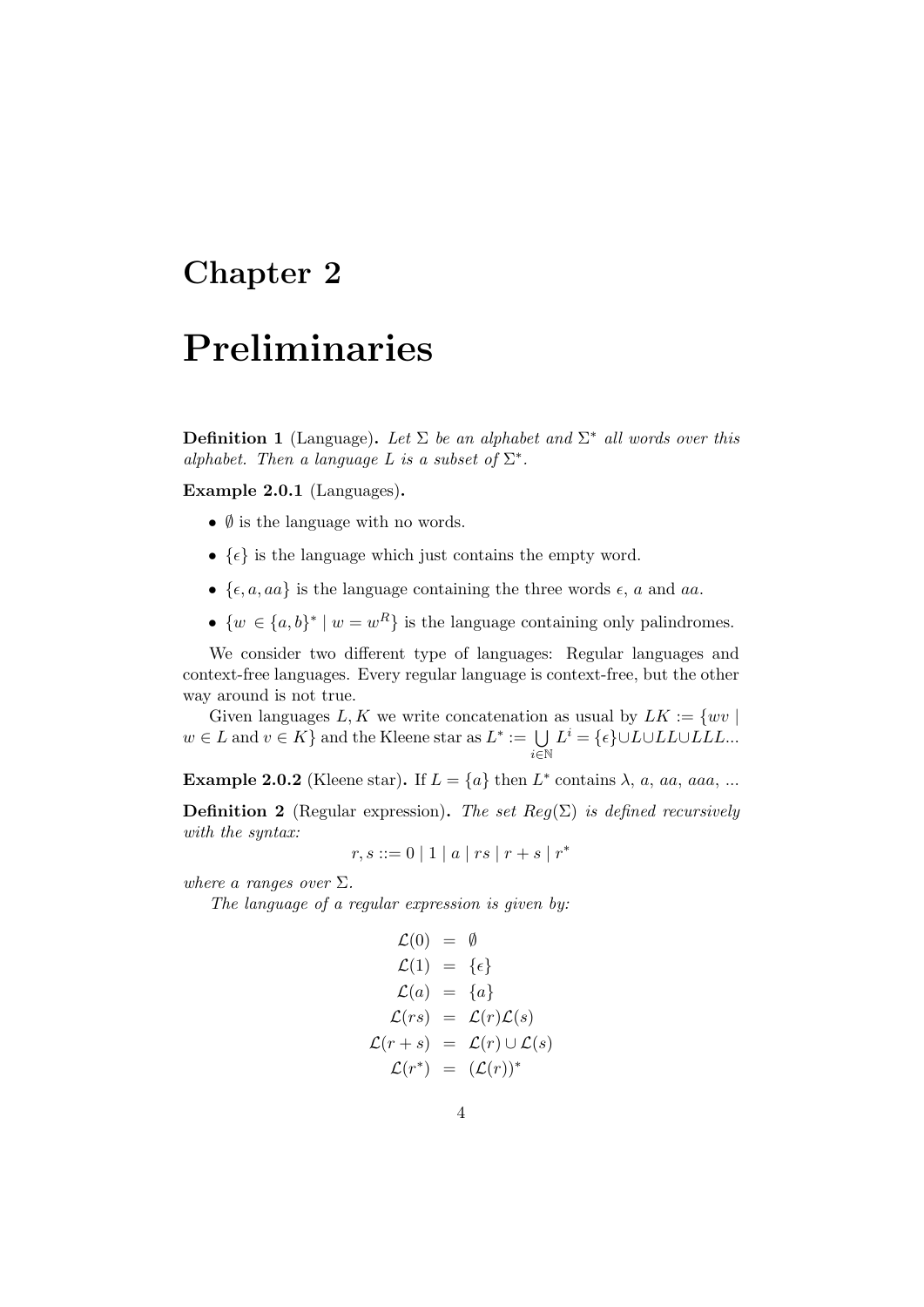# Chapter 2

# Preliminaries

**Definition 1** (Language)**.** *Let $\Sigma$ be an alphabet and $\Sigma^*$ all words over this alphabet. Then a language $L$ is a subset of $\Sigma^*$.*

**Example 2.0.1** (Languages)**.**

- $\emptyset$ is the language with no words.
- $\{\epsilon\}$ is the language which just contains the empty word.
- $\{\epsilon, a, aa\}$ is the language containing the three words $\epsilon$, $a$ and $aa$.
- $\{w \in \{a,b\}^* \mid w = w^R\}$ is the language containing only palindromes.

We consider two different type of languages: Regular languages and context-free languages. Every regular language is context-free, but the other way around is not true.

Given languages $L, K$ we write concatenation as usual by $LK := \{wv \mid w \in L \text{ and } v \in K\}$ and the Kleene star as $L^* := \bigcup_{i \in \mathbb{N}} L^i = \{\epsilon\} \cup L \cup LL \cup LLL...$

**Example 2.0.2** (Kleene star)**.** If $L = \{a\}$ then $L^*$ contains $\lambda$, $a$, $aa$, $aaa$, ...

**Definition 2** (Regular expression)**.** *The set $Reg(\Sigma)$ is defined recursively with the syntax:*

$$r, s ::= 0 \mid 1 \mid a \mid rs \mid r + s \mid r^*$$

*where $a$ ranges over $\Sigma$.*

*The language of a regular expression is given by:*

$$\begin{aligned}
\mathcal{L}(0) &= \emptyset \\
\mathcal{L}(1) &= \{\epsilon\} \\
\mathcal{L}(a) &= \{a\} \\
\mathcal{L}(rs) &= \mathcal{L}(r)\mathcal{L}(s) \\
\mathcal{L}(r+s) &= \mathcal{L}(r) \cup \mathcal{L}(s) \\
\mathcal{L}(r^*) &= (\mathcal{L}(r))^*
\end{aligned}$$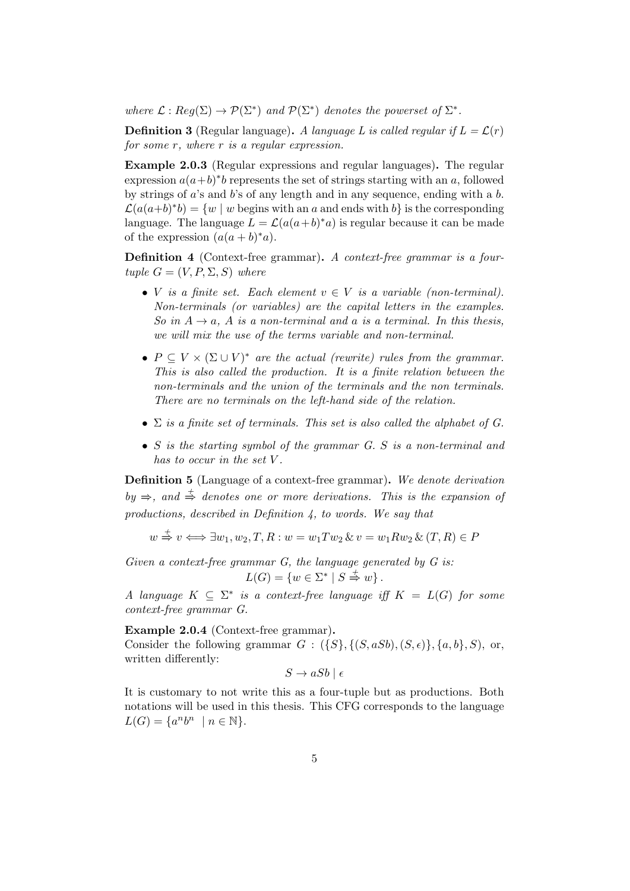*where* $\mathcal{L} : Reg(\Sigma) \rightarrow \mathcal{P}(\Sigma^*)$ *and* $\mathcal{P}(\Sigma^*)$ *denotes the powerset of* $\Sigma^*$.

**Definition 3** (Regular language)**.** *A language* $L$ *is called regular if* $L = \mathcal{L}(r)$ *for some* $r$*, where* $r$ *is a regular expression.*

**Example 2.0.3** (Regular expressions and regular languages)**.** The regular expression $a(a+b)^*b$ represents the set of strings starting with an $a$, followed by strings of $a$'s and $b$'s of any length and in any sequence, ending with a $b$. $\mathcal{L}(a(a+b)^*b) = \{w \mid w \text{ begins with an } a \text{ and ends with } b\}$ is the corresponding language. The language $L = \mathcal{L}(a(a+b)^*a)$ is regular because it can be made of the expression $(a(a+b)^*a)$.

**Definition 4** (Context-free grammar)**.** *A context-free grammar is a four-tuple* $G = (V, P, \Sigma, S)$ *where*

- $V$ *is a finite set. Each element* $v \in V$ *is a variable (non-terminal). Non-terminals (or variables) are the capital letters in the examples. So in* $A \rightarrow a$*,* $A$ *is a non-terminal and* $a$ *is a terminal. In this thesis, we will mix the use of the terms variable and non-terminal.*
- $P \subseteq V \times (\Sigma \cup V)^*$ *are the actual (rewrite) rules from the grammar. This is also called the production. It is a finite relation between the non-terminals and the union of the terminals and the non terminals. There are no terminals on the left-hand side of the relation.*
- $\Sigma$ *is a finite set of terminals. This set is also called the alphabet of* $G$.
- $S$ *is the starting symbol of the grammar* $G$*.* $S$ *is a non-terminal and has to occur in the set* $V$.

**Definition 5** (Language of a context-free grammar)**.** *We denote derivation by* $\Rightarrow$*, and* $\overset{+}{\Rightarrow}$ *denotes one or more derivations. This is the expansion of productions, described in Definition 4, to words. We say that*

$$w \overset{+}{\Rightarrow} v \iff \exists w_1, w_2, T, R : w = w_1 T w_2 \,\&\, v = w_1 R w_2 \,\&\, (T, R) \in P$$

*Given a context-free grammar* $G$*, the language generated by* $G$ *is:*

$$L(G) = \{w \in \Sigma^* \mid S \overset{+}{\Rightarrow} w\}.$$

*A language* $K \subseteq \Sigma^*$ *is a context-free language iff* $K = L(G)$ *for some context-free grammar* $G$.

**Example 2.0.4** (Context-free grammar)**.**
Consider the following grammar $G : (\{S\}, \{(S, aSb), (S, \epsilon)\}, \{a, b\}, S)$, or, written differently:

$$S \rightarrow aSb \mid \epsilon$$

It is customary to not write this as a four-tuple but as productions. Both notations will be used in this thesis. This CFG corresponds to the language $L(G) = \{a^n b^n \mid n \in \mathbb{N}\}$.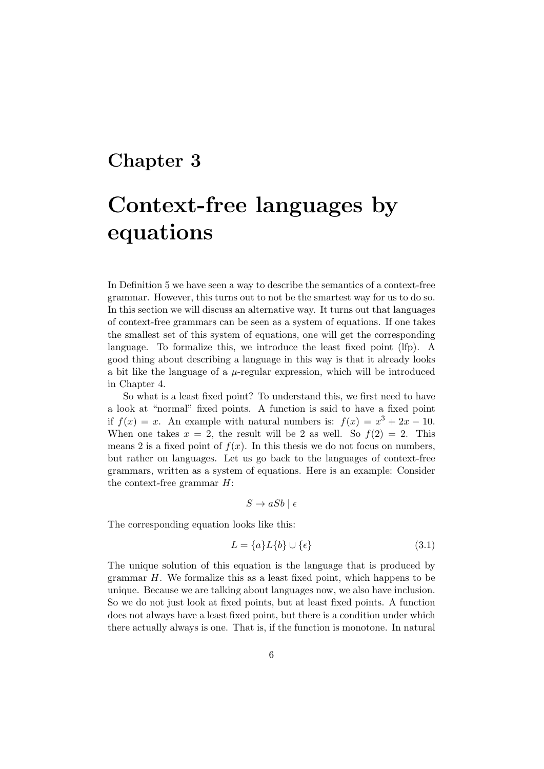# Chapter 3

# Context-free languages by equations

In Definition 5 we have seen a way to describe the semantics of a context-free grammar. However, this turns out to not be the smartest way for us to do so. In this section we will discuss an alternative way. It turns out that languages of context-free grammars can be seen as a system of equations. If one takes the smallest set of this system of equations, one will get the corresponding language. To formalize this, we introduce the least fixed point (lfp). A good thing about describing a language in this way is that it already looks a bit like the language of a $\mu$-regular expression, which will be introduced in Chapter 4.

So what is a least fixed point? To understand this, we first need to have a look at "normal" fixed points. A function is said to have a fixed point if $f(x) = x$. An example with natural numbers is: $f(x) = x^3 + 2x - 10$. When one takes $x = 2$, the result will be 2 as well. So $f(2) = 2$. This means 2 is a fixed point of $f(x)$. In this thesis we do not focus on numbers, but rather on languages. Let us go back to the languages of context-free grammars, written as a system of equations. Here is an example: Consider the context-free grammar $H$:

$$S \rightarrow aSb \mid \epsilon$$

The corresponding equation looks like this:

$$L = \{a\}L\{b\} \cup \{\epsilon\} \tag{3.1}$$

The unique solution of this equation is the language that is produced by grammar $H$. We formalize this as a least fixed point, which happens to be unique. Because we are talking about languages now, we also have inclusion. So we do not just look at fixed points, but at least fixed points. A function does not always have a least fixed point, but there is a condition under which there actually always is one. That is, if the function is monotone. In natural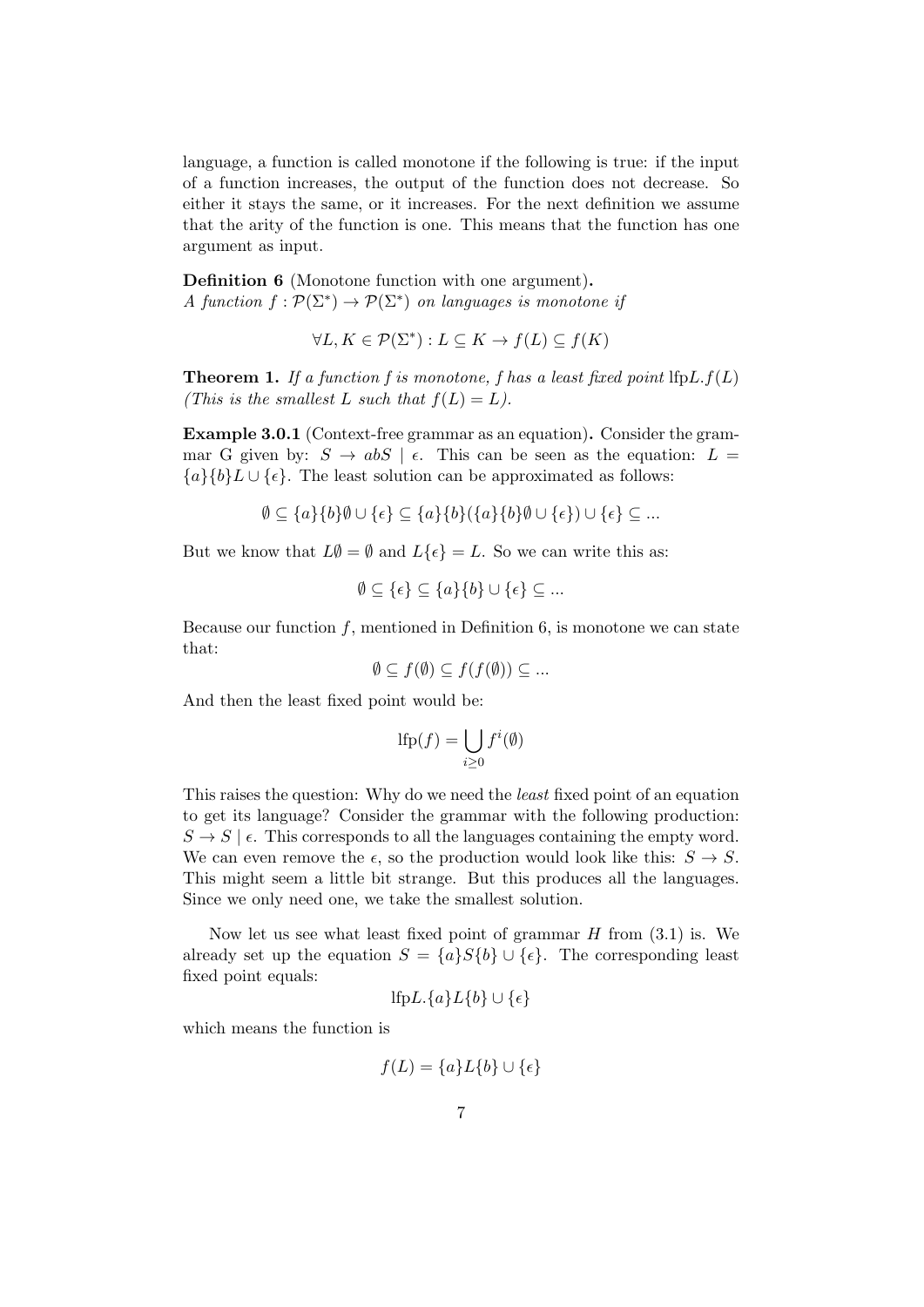language, a function is called monotone if the following is true: if the input of a function increases, the output of the function does not decrease. So either it stays the same, or it increases. For the next definition we assume that the arity of the function is one. This means that the function has one argument as input.

**Definition 6** (Monotone function with one argument)**.**
*A function* $f : \mathcal{P}(\Sigma^*) \to \mathcal{P}(\Sigma^*)$ *on languages is monotone if*

$$\forall L, K \in \mathcal{P}(\Sigma^*) : L \subseteq K \to f(L) \subseteq f(K)$$

**Theorem 1.** *If a function f is monotone, f has a least fixed point* $\text{lfp}L.f(L)$ *(This is the smallest L such that* $f(L) = L$*).*

**Example 3.0.1** (Context-free grammar as an equation)**.** Consider the grammar G given by: $S \to abS \mid \epsilon$. This can be seen as the equation: $L = \{a\}\{b\}L \cup \{\epsilon\}$. The least solution can be approximated as follows:

$$\emptyset \subseteq \{a\}\{b\}\emptyset \cup \{\epsilon\} \subseteq \{a\}\{b\}(\{a\}\{b\}\emptyset \cup \{\epsilon\}) \cup \{\epsilon\} \subseteq ...$$

But we know that $L\emptyset = \emptyset$ and $L\{\epsilon\} = L$. So we can write this as:

$$\emptyset \subseteq \{\epsilon\} \subseteq \{a\}\{b\} \cup \{\epsilon\} \subseteq ...$$

Because our function $f$, mentioned in Definition 6, is monotone we can state that:

$$\emptyset \subseteq f(\emptyset) \subseteq f(f(\emptyset)) \subseteq ...$$

And then the least fixed point would be:

$$\text{lfp}(f) = \bigcup_{i \geq 0} f^i(\emptyset)$$

This raises the question: Why do we need the *least* fixed point of an equation to get its language? Consider the grammar with the following production: $S \to S \mid \epsilon$. This corresponds to all the languages containing the empty word. We can even remove the $\epsilon$, so the production would look like this: $S \to S$. This might seem a little bit strange. But this produces all the languages. Since we only need one, we take the smallest solution.

Now let us see what least fixed point of grammar $H$ from (3.1) is. We already set up the equation $S = \{a\}S\{b\} \cup \{\epsilon\}$. The corresponding least fixed point equals:

$$\text{lfp}L.\{a\}L\{b\} \cup \{\epsilon\}$$

which means the function is

$$f(L) = \{a\}L\{b\} \cup \{\epsilon\}$$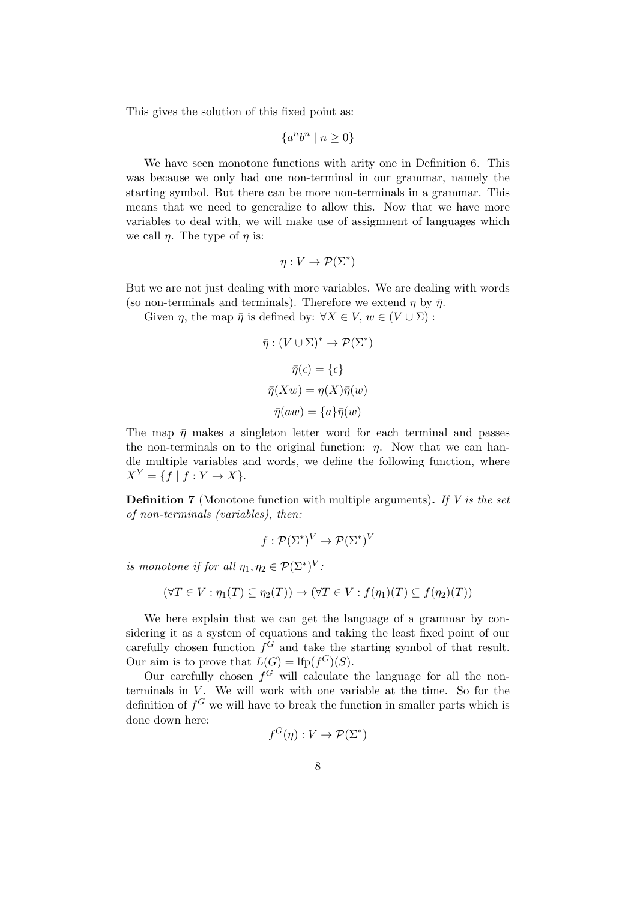This gives the solution of this fixed point as:

$$\{a^n b^n \mid n \geq 0\}$$

We have seen monotone functions with arity one in Definition 6. This was because we only had one non-terminal in our grammar, namely the starting symbol. But there can be more non-terminals in a grammar. This means that we need to generalize to allow this. Now that we have more variables to deal with, we will make use of assignment of languages which we call $\eta$. The type of $\eta$ is:

$$\eta : V \to \mathcal{P}(\Sigma^*)$$

But we are not just dealing with more variables. We are dealing with words (so non-terminals and terminals). Therefore we extend $\eta$ by $\bar{\eta}$.

Given $\eta$, the map $\bar{\eta}$ is defined by: $\forall X \in V,\ w \in (V \cup \Sigma)$ :

$$\bar{\eta} : (V \cup \Sigma)^* \to \mathcal{P}(\Sigma^*)$$

$$\bar{\eta}(\epsilon) = \{\epsilon\}$$

$$\bar{\eta}(Xw) = \eta(X)\bar{\eta}(w)$$

$$\bar{\eta}(aw) = \{a\}\bar{\eta}(w)$$

The map $\bar{\eta}$ makes a singleton letter word for each terminal and passes the non-terminals on to the original function: $\eta$. Now that we can handle multiple variables and words, we define the following function, where $X^Y = \{f \mid f : Y \to X\}$.

**Definition 7** (Monotone function with multiple arguments)**.** *If $V$ is the set of non-terminals (variables), then:*

$$f : \mathcal{P}(\Sigma^*)^V \to \mathcal{P}(\Sigma^*)^V$$

*is monotone if for all $\eta_1, \eta_2 \in \mathcal{P}(\Sigma^*)^V$:*

$$(\forall T \in V : \eta_1(T) \subseteq \eta_2(T)) \to (\forall T \in V : f(\eta_1)(T) \subseteq f(\eta_2)(T))$$

We here explain that we can get the language of a grammar by considering it as a system of equations and taking the least fixed point of our carefully chosen function $f^G$ and take the starting symbol of that result. Our aim is to prove that $L(G) = \text{lfp}(f^G)(S)$.

Our carefully chosen $f^G$ will calculate the language for all the non-terminals in $V$. We will work with one variable at the time. So for the definition of $f^G$ we will have to break the function in smaller parts which is done down here:

$$f^G(\eta) : V \to \mathcal{P}(\Sigma^*)$$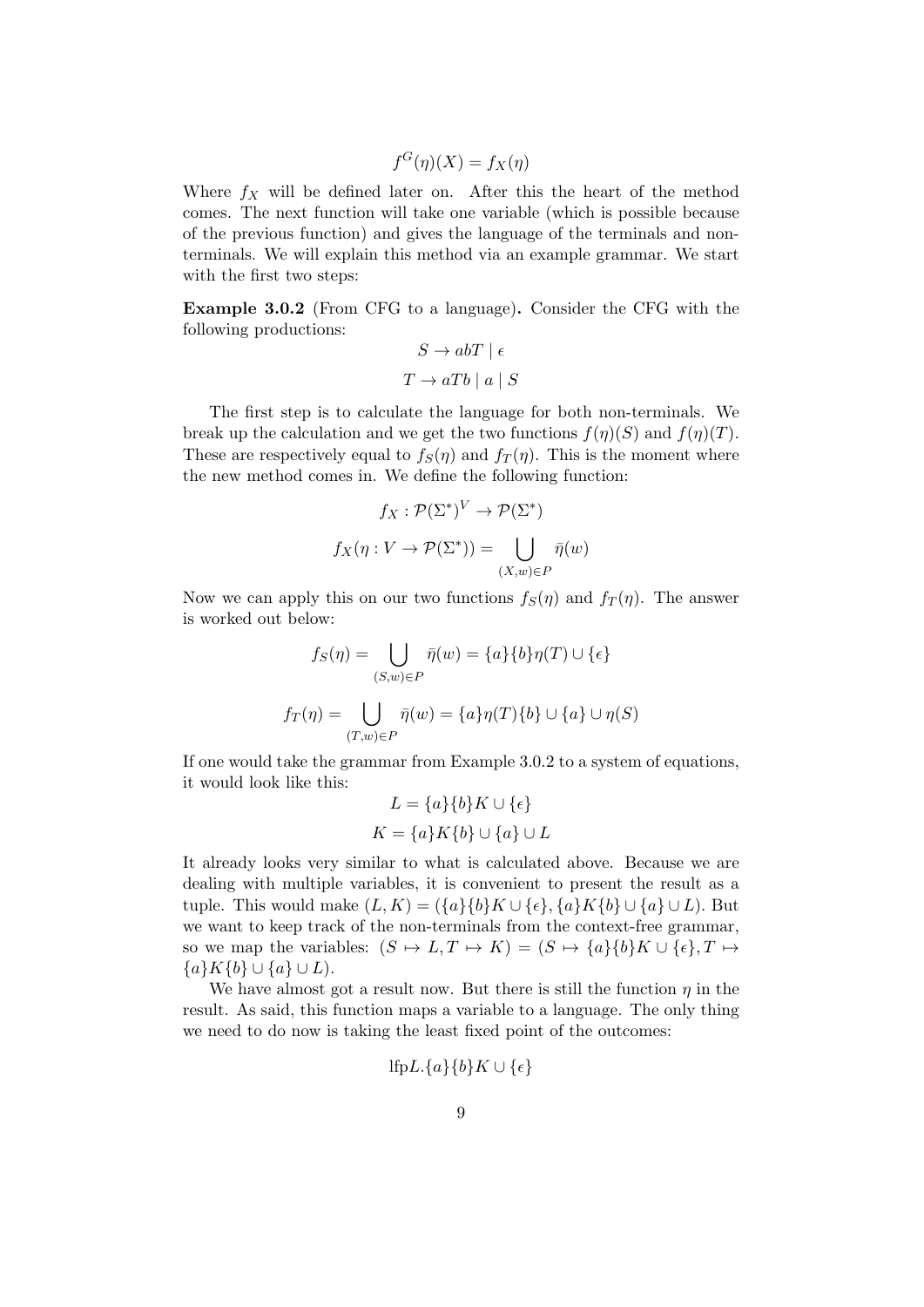$$f^G(\eta)(X) = f_X(\eta)$$

Where $f_X$ will be defined later on. After this the heart of the method comes. The next function will take one variable (which is possible because of the previous function) and gives the language of the terminals and non-terminals. We will explain this method via an example grammar. We start with the first two steps:

**Example 3.0.2** (From CFG to a language)**.** Consider the CFG with the following productions:

$$S \to abT \mid \epsilon$$

$$T \to aTb \mid a \mid S$$

The first step is to calculate the language for both non-terminals. We break up the calculation and we get the two functions $f(\eta)(S)$ and $f(\eta)(T)$. These are respectively equal to $f_S(\eta)$ and $f_T(\eta)$. This is the moment where the new method comes in. We define the following function:

$$f_X : \mathcal{P}(\Sigma^*)^V \to \mathcal{P}(\Sigma^*)$$

$$f_X(\eta : V \to \mathcal{P}(\Sigma^*)) = \bigcup_{(X,w)\in P} \bar{\eta}(w)$$

Now we can apply this on our two functions $f_S(\eta)$ and $f_T(\eta)$. The answer is worked out below:

$$f_S(\eta) = \bigcup_{(S,w)\in P} \bar{\eta}(w) = \{a\}\{b\}\eta(T) \cup \{\epsilon\}$$

$$f_T(\eta) = \bigcup_{(T,w)\in P} \bar{\eta}(w) = \{a\}\eta(T)\{b\} \cup \{a\} \cup \eta(S)$$

If one would take the grammar from Example 3.0.2 to a system of equations, it would look like this:

$$L = \{a\}\{b\}K \cup \{\epsilon\}$$

$$K = \{a\}K\{b\} \cup \{a\} \cup L$$

It already looks very similar to what is calculated above. Because we are dealing with multiple variables, it is convenient to present the result as a tuple. This would make $(L, K) = (\{a\}\{b\}K \cup \{\epsilon\}, \{a\}K\{b\} \cup \{a\} \cup L)$. But we want to keep track of the non-terminals from the context-free grammar, so we map the variables: $(S \mapsto L, T \mapsto K) = (S \mapsto \{a\}\{b\}K \cup \{\epsilon\}, T \mapsto \{a\}K\{b\} \cup \{a\} \cup L)$.

We have almost got a result now. But there is still the function $\eta$ in the result. As said, this function maps a variable to a language. The only thing we need to do now is taking the least fixed point of the outcomes:

$$\text{lfp}L.\{a\}\{b\}K \cup \{\epsilon\}$$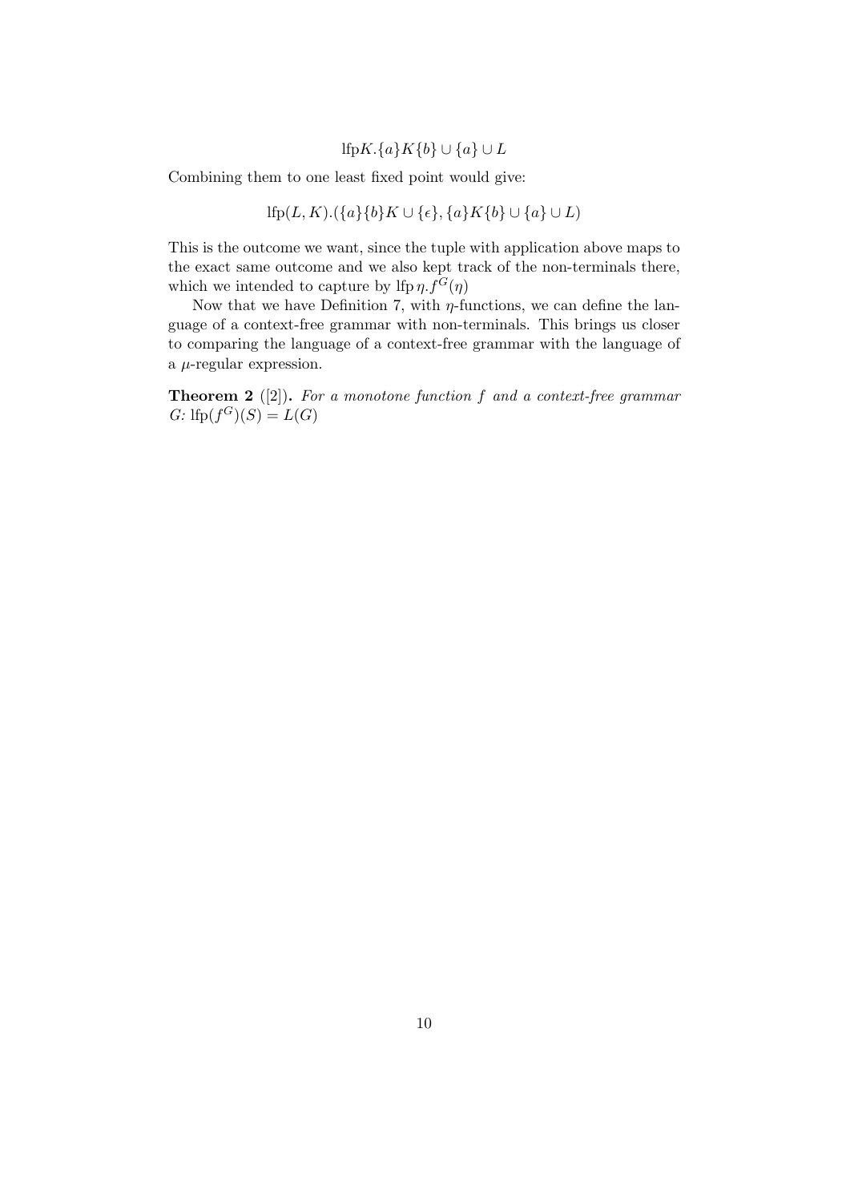$$\text{lfp}K.\{a\}K\{b\} \cup \{a\} \cup L$$

Combining them to one least fixed point would give:

$$\text{lfp}(L, K).(\{a\}\{b\}K \cup \{\epsilon\}, \{a\}K\{b\} \cup \{a\} \cup L)$$

This is the outcome we want, since the tuple with application above maps to the exact same outcome and we also kept track of the non-terminals there, which we intended to capture by $\text{lfp}\,\eta.f^G(\eta)$

Now that we have Definition 7, with $\eta$-functions, we can define the language of a context-free grammar with non-terminals. This brings us closer to comparing the language of a context-free grammar with the language of a $\mu$-regular expression.

**Theorem 2** ([2])**.** *For a monotone function $f$ and a context-free grammar $G$:* $\text{lfp}(f^G)(S) = L(G)$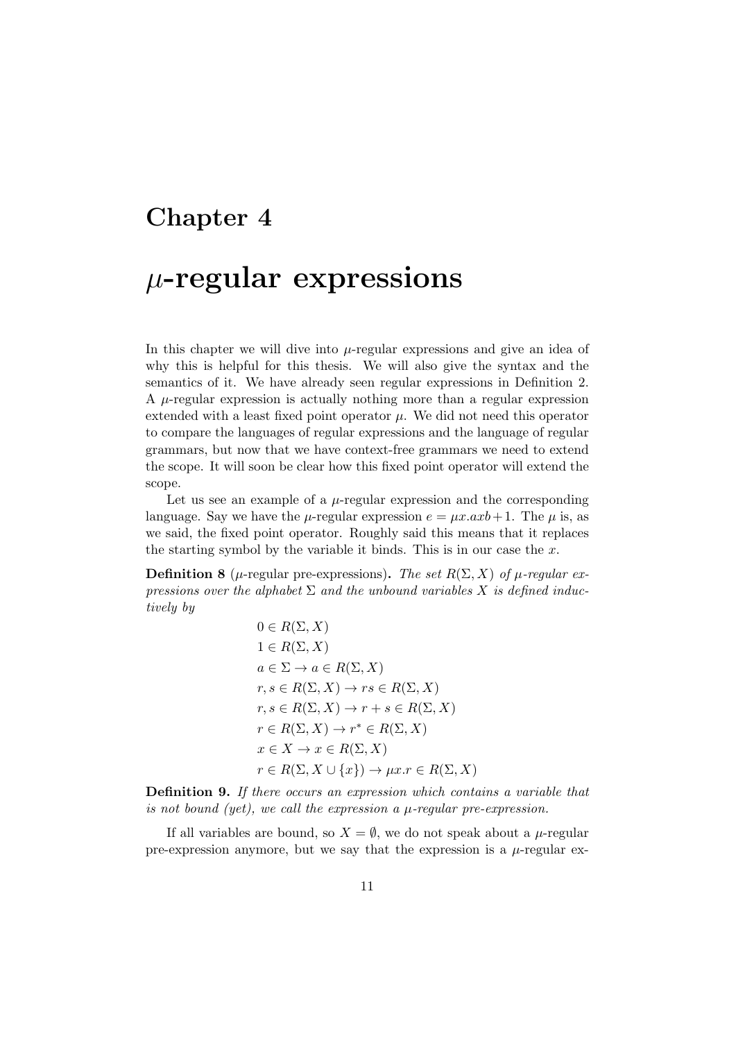# Chapter 4

# $\mu$-regular expressions

In this chapter we will dive into $\mu$-regular expressions and give an idea of why this is helpful for this thesis. We will also give the syntax and the semantics of it. We have already seen regular expressions in Definition 2. A $\mu$-regular expression is actually nothing more than a regular expression extended with a least fixed point operator $\mu$. We did not need this operator to compare the languages of regular expressions and the language of regular grammars, but now that we have context-free grammars we need to extend the scope. It will soon be clear how this fixed point operator will extend the scope.

Let us see an example of a $\mu$-regular expression and the corresponding language. Say we have the $\mu$-regular expression $e = \mu x.axb + 1$. The $\mu$ is, as we said, the fixed point operator. Roughly said this means that it replaces the starting symbol by the variable it binds. This is in our case the $x$.

**Definition 8** ($\mu$-regular pre-expressions)**.** *The set $R(\Sigma, X)$ of $\mu$-regular expressions over the alphabet $\Sigma$ and the unbound variables $X$ is defined inductively by*

$$
\begin{aligned}
&0 \in R(\Sigma, X) \\
&1 \in R(\Sigma, X) \\
&a \in \Sigma \rightarrow a \in R(\Sigma, X) \\
&r, s \in R(\Sigma, X) \rightarrow rs \in R(\Sigma, X) \\
&r, s \in R(\Sigma, X) \rightarrow r + s \in R(\Sigma, X) \\
&r \in R(\Sigma, X) \rightarrow r^* \in R(\Sigma, X) \\
&x \in X \rightarrow x \in R(\Sigma, X) \\
&r \in R(\Sigma, X \cup \{x\}) \rightarrow \mu x.r \in R(\Sigma, X)
\end{aligned}
$$

**Definition 9.** *If there occurs an expression which contains a variable that is not bound (yet), we call the expression a $\mu$-regular pre-expression.*

If all variables are bound, so $X = \emptyset$, we do not speak about a $\mu$-regular pre-expression anymore, but we say that the expression is a $\mu$-regular ex-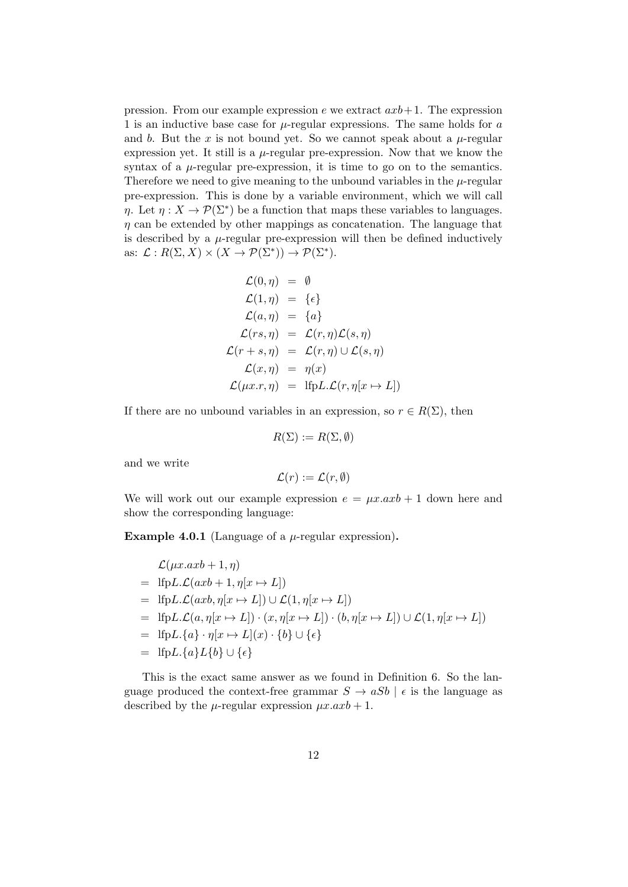pression. From our example expression $e$ we extract $axb+1$. The expression 1 is an inductive base case for $\mu$-regular expressions. The same holds for $a$ and $b$. But the $x$ is not bound yet. So we cannot speak about a $\mu$-regular expression yet. It still is a $\mu$-regular pre-expression. Now that we know the syntax of a $\mu$-regular pre-expression, it is time to go on to the semantics. Therefore we need to give meaning to the unbound variables in the $\mu$-regular pre-expression. This is done by a variable environment, which we will call $\eta$. Let $\eta : X \to \mathcal{P}(\Sigma^*)$ be a function that maps these variables to languages. $\eta$ can be extended by other mappings as concatenation. The language that is described by a $\mu$-regular pre-expression will then be defined inductively as: $\mathcal{L} : R(\Sigma, X) \times (X \to \mathcal{P}(\Sigma^*)) \to \mathcal{P}(\Sigma^*)$.

$$
\begin{aligned}
\mathcal{L}(0, \eta) &= \emptyset \\
\mathcal{L}(1, \eta) &= \{\epsilon\} \\
\mathcal{L}(a, \eta) &= \{a\} \\
\mathcal{L}(rs, \eta) &= \mathcal{L}(r, \eta)\mathcal{L}(s, \eta) \\
\mathcal{L}(r + s, \eta) &= \mathcal{L}(r, \eta) \cup \mathcal{L}(s, \eta) \\
\mathcal{L}(x, \eta) &= \eta(x) \\
\mathcal{L}(\mu x.r, \eta) &= \text{lfp}L.\mathcal{L}(r, \eta[x \mapsto L])
\end{aligned}
$$

If there are no unbound variables in an expression, so $r \in R(\Sigma)$, then

$$R(\Sigma) := R(\Sigma, \emptyset)$$

and we write

$$\mathcal{L}(r) := \mathcal{L}(r, \emptyset)$$

We will work out our example expression $e = \mu x.axb + 1$ down here and show the corresponding language:

**Example 4.0.1** (Language of a $\mu$-regular expression)**.**

$$
\begin{aligned}
&\mathcal{L}(\mu x.axb + 1, \eta) \\
= \;& \text{lfp}L.\mathcal{L}(axb + 1, \eta[x \mapsto L]) \\
= \;& \text{lfp}L.\mathcal{L}(axb, \eta[x \mapsto L]) \cup \mathcal{L}(1, \eta[x \mapsto L]) \\
= \;& \text{lfp}L.\mathcal{L}(a, \eta[x \mapsto L]) \cdot (x, \eta[x \mapsto L]) \cdot (b, \eta[x \mapsto L]) \cup \mathcal{L}(1, \eta[x \mapsto L]) \\
= \;& \text{lfp}L.\{a\} \cdot \eta[x \mapsto L](x) \cdot \{b\} \cup \{\epsilon\} \\
= \;& \text{lfp}L.\{a\}L\{b\} \cup \{\epsilon\}
\end{aligned}
$$

This is the exact same answer as we found in Definition 6. So the language produced the context-free grammar $S \to aSb \mid \epsilon$ is the language as described by the $\mu$-regular expression $\mu x.axb + 1$.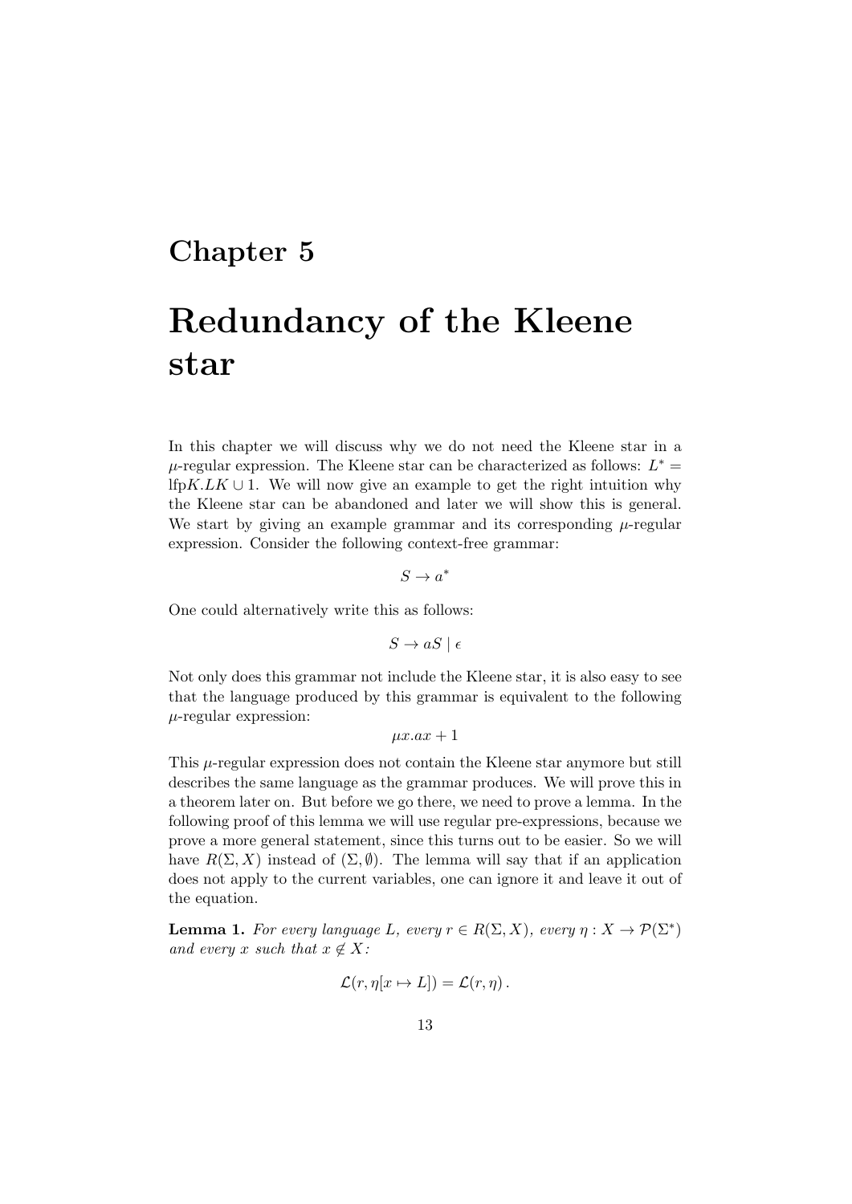# Chapter 5

# Redundancy of the Kleene star

In this chapter we will discuss why we do not need the Kleene star in a $\mu$-regular expression. The Kleene star can be characterized as follows: $L^* = \text{lfp}K.LK \cup 1$. We will now give an example to get the right intuition why the Kleene star can be abandoned and later we will show this is general. We start by giving an example grammar and its corresponding $\mu$-regular expression. Consider the following context-free grammar:

$$S \to a^*$$

One could alternatively write this as follows:

$$S \to aS \mid \epsilon$$

Not only does this grammar not include the Kleene star, it is also easy to see that the language produced by this grammar is equivalent to the following $\mu$-regular expression:

$$\mu x.ax + 1$$

This $\mu$-regular expression does not contain the Kleene star anymore but still describes the same language as the grammar produces. We will prove this in a theorem later on. But before we go there, we need to prove a lemma. In the following proof of this lemma we will use regular pre-expressions, because we prove a more general statement, since this turns out to be easier. So we will have $R(\Sigma, X)$ instead of $(\Sigma, \emptyset)$. The lemma will say that if an application does not apply to the current variables, one can ignore it and leave it out of the equation.

**Lemma 1.** *For every language $L$, every $r \in R(\Sigma, X)$, every $\eta : X \to \mathcal{P}(\Sigma^*)$ and every $x$ such that $x \notin X$:*

$$\mathcal{L}(r, \eta[x \mapsto L]) = \mathcal{L}(r, \eta)\,.$$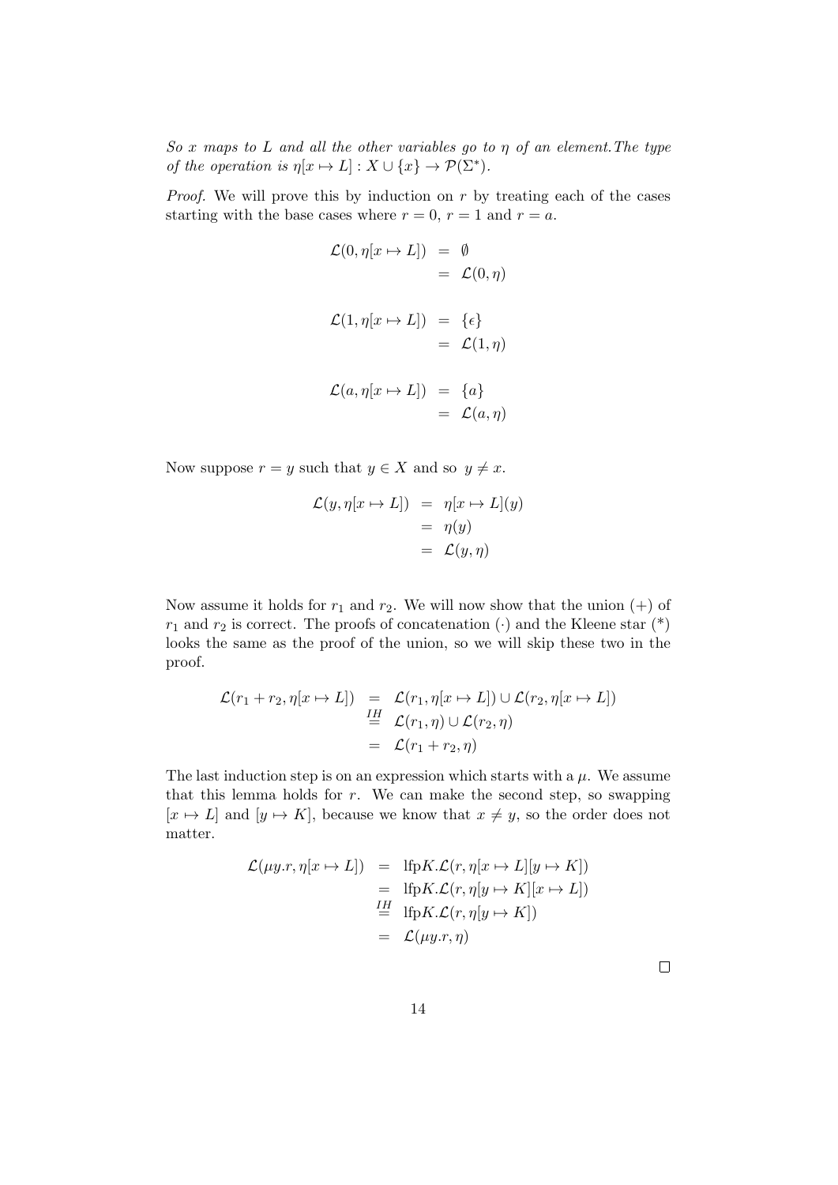*So $x$ maps to $L$ and all the other variables go to $\eta$ of an element.The type of the operation is $\eta[x \mapsto L] : X \cup \{x\} \to \mathcal{P}(\Sigma^*)$.*

*Proof.* We will prove this by induction on $r$ by treating each of the cases starting with the base cases where $r = 0$, $r = 1$ and $r = a$.

$$\begin{aligned}
\mathcal{L}(0, \eta[x \mapsto L]) &= \emptyset \\
&= \mathcal{L}(0, \eta)
\end{aligned}$$

$$\begin{aligned}
\mathcal{L}(1, \eta[x \mapsto L]) &= \{\epsilon\} \\
&= \mathcal{L}(1, \eta)
\end{aligned}$$

$$\begin{aligned}
\mathcal{L}(a, \eta[x \mapsto L]) &= \{a\} \\
&= \mathcal{L}(a, \eta)
\end{aligned}$$

Now suppose $r = y$ such that $y \in X$ and so $y \neq x$.

$$\begin{aligned}
\mathcal{L}(y, \eta[x \mapsto L]) &= \eta[x \mapsto L](y) \\
&= \eta(y) \\
&= \mathcal{L}(y, \eta)
\end{aligned}$$

Now assume it holds for $r_1$ and $r_2$. We will now show that the union $(+)$ of $r_1$ and $r_2$ is correct. The proofs of concatenation $(\cdot)$ and the Kleene star (*) looks the same as the proof of the union, so we will skip these two in the proof.

$$\begin{aligned}
\mathcal{L}(r_1 + r_2, \eta[x \mapsto L]) &= \mathcal{L}(r_1, \eta[x \mapsto L]) \cup \mathcal{L}(r_2, \eta[x \mapsto L]) \\
&\overset{IH}{=} \mathcal{L}(r_1, \eta) \cup \mathcal{L}(r_2, \eta) \\
&= \mathcal{L}(r_1 + r_2, \eta)
\end{aligned}$$

The last induction step is on an expression which starts with a $\mu$. We assume that this lemma holds for $r$. We can make the second step, so swapping $[x \mapsto L]$ and $[y \mapsto K]$, because we know that $x \neq y$, so the order does not matter.

$$\begin{aligned}
\mathcal{L}(\mu y.r, \eta[x \mapsto L]) &= \text{lfp}K.\mathcal{L}(r, \eta[x \mapsto L][y \mapsto K]) \\
&= \text{lfp}K.\mathcal{L}(r, \eta[y \mapsto K][x \mapsto L]) \\
&\overset{IH}{=} \text{lfp}K.\mathcal{L}(r, \eta[y \mapsto K]) \\
&= \mathcal{L}(\mu y.r, \eta)
\end{aligned}$$

□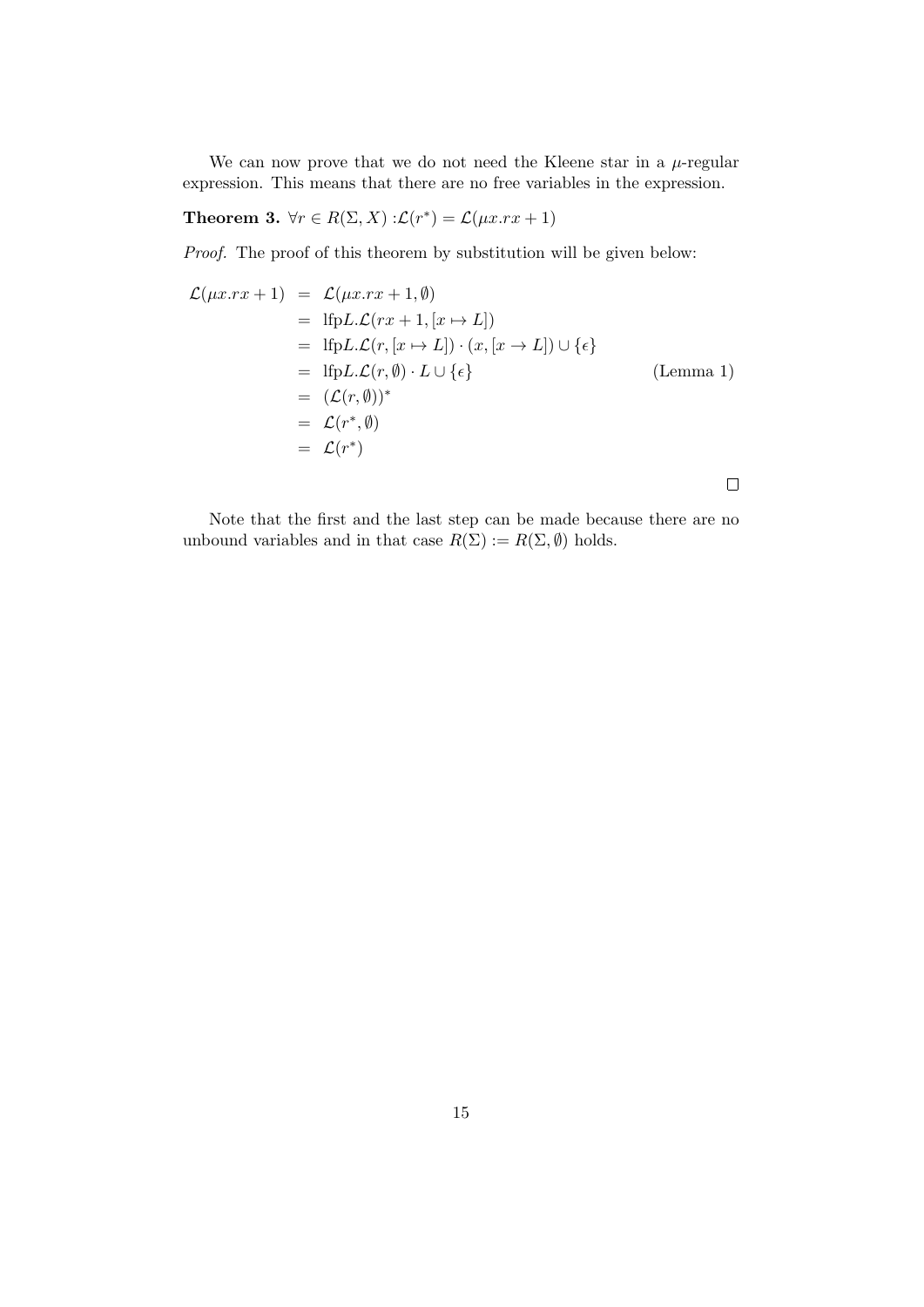We can now prove that we do not need the Kleene star in a $\mu$-regular expression. This means that there are no free variables in the expression.

**Theorem 3.** $\forall r \in R(\Sigma, X) : \mathcal{L}(r^*) = \mathcal{L}(\mu x.rx + 1)$

*Proof.* The proof of this theorem by substitution will be given below:

$$
\begin{aligned}
\mathcal{L}(\mu x.rx + 1) &= \mathcal{L}(\mu x.rx + 1, \emptyset) \\
&= \text{lfp}L.\mathcal{L}(rx + 1, [x \mapsto L]) \\
&= \text{lfp}L.\mathcal{L}(r, [x \mapsto L]) \cdot (x, [x \to L]) \cup \{\epsilon\} \\
&= \text{lfp}L.\mathcal{L}(r, \emptyset) \cdot L \cup \{\epsilon\} && \text{(Lemma 1)} \\
&= (\mathcal{L}(r, \emptyset))^* \\
&= \mathcal{L}(r^*, \emptyset) \\
&= \mathcal{L}(r^*)
\end{aligned}
$$

$\square$

Note that the first and the last step can be made because there are no unbound variables and in that case $R(\Sigma) := R(\Sigma, \emptyset)$ holds.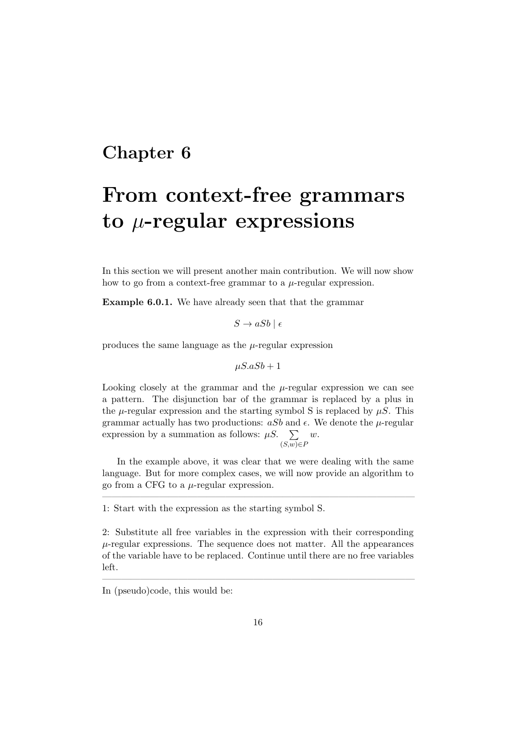# Chapter 6

# From context-free grammars to $\mu$-regular expressions

In this section we will present another main contribution. We will now show how to go from a context-free grammar to a $\mu$-regular expression.

**Example 6.0.1.** We have already seen that that the grammar

$$S \to aSb \mid \epsilon$$

produces the same language as the $\mu$-regular expression

$$\mu S.aSb + 1$$

Looking closely at the grammar and the $\mu$-regular expression we can see a pattern. The disjunction bar of the grammar is replaced by a plus in the $\mu$-regular expression and the starting symbol S is replaced by $\mu S$. This grammar actually has two productions: $aSb$ and $\epsilon$. We denote the $\mu$-regular expression by a summation as follows: $\mu S. \sum_{(S,w) \in P} w$.

In the example above, it was clear that we were dealing with the same language. But for more complex cases, we will now provide an algorithm to go from a CFG to a $\mu$-regular expression.

---

1: Start with the expression as the starting symbol S.

2: Substitute all free variables in the expression with their corresponding $\mu$-regular expressions. The sequence does not matter. All the appearances of the variable have to be replaced. Continue until there are no free variables left.

---

In (pseudo)code, this would be: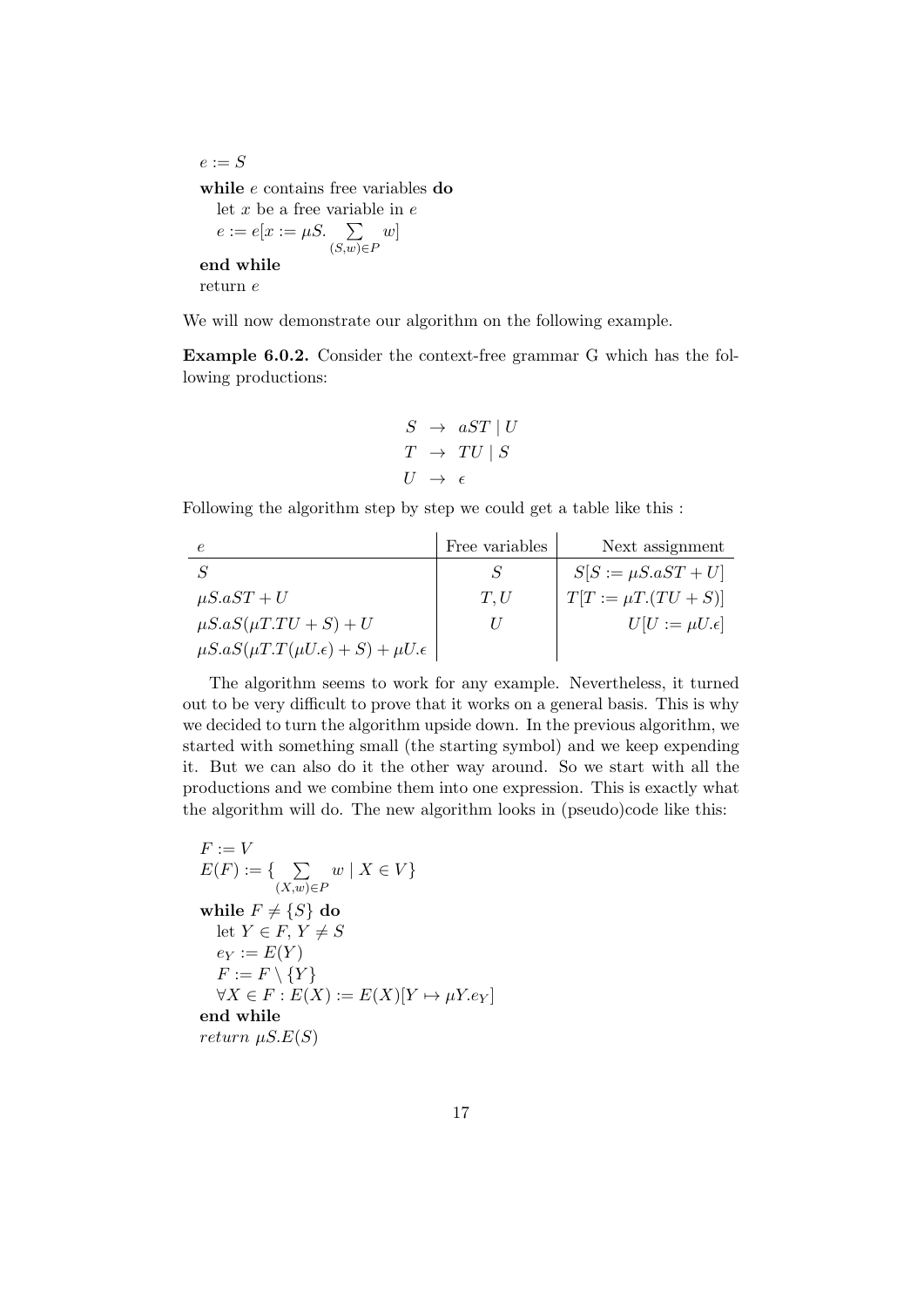```
e := S
while e contains free variables do
    let x be a free variable in e
    e := e[x := μS. Σ_{(S,w)∈P} w]
end while
return e
```

We will now demonstrate our algorithm on the following example.

**Example 6.0.2.** Consider the context-free grammar G which has the following productions:

$$
\begin{aligned}
S &\rightarrow aST \mid U \\
T &\rightarrow TU \mid S \\
U &\rightarrow \epsilon
\end{aligned}
$$

Following the algorithm step by step we could get a table like this :

| $e$ | Free variables | Next assignment |
|---|---|---|
| $S$ | $S$ | $S[S := \mu S.aST + U]$ |
| $\mu S.aST + U$ | $T, U$ | $T[T := \mu T.(TU + S)]$ |
| $\mu S.aS(\mu T.TU + S) + U$ | $U$ | $U[U := \mu U.\epsilon]$ |
| $\mu S.aS(\mu T.T(\mu U.\epsilon) + S) + \mu U.\epsilon$ | | |

The algorithm seems to work for any example. Nevertheless, it turned out to be very difficult to prove that it works on a general basis. This is why we decided to turn the algorithm upside down. In the previous algorithm, we started with something small (the starting symbol) and we keep expending it. But we can also do it the other way around. So we start with all the productions and we combine them into one expression. This is exactly what the algorithm will do. The new algorithm looks in (pseudo)code like this:

```
F := V
E(F) := { Σ_{(X,w)∈P} w | X ∈ V }
while F ≠ {S} do
    let Y ∈ F, Y ≠ S
    e_Y := E(Y)
    F := F \ {Y}
    ∀X ∈ F : E(X) := E(X)[Y ↦ μY.e_Y]
end while
return μS.E(S)
```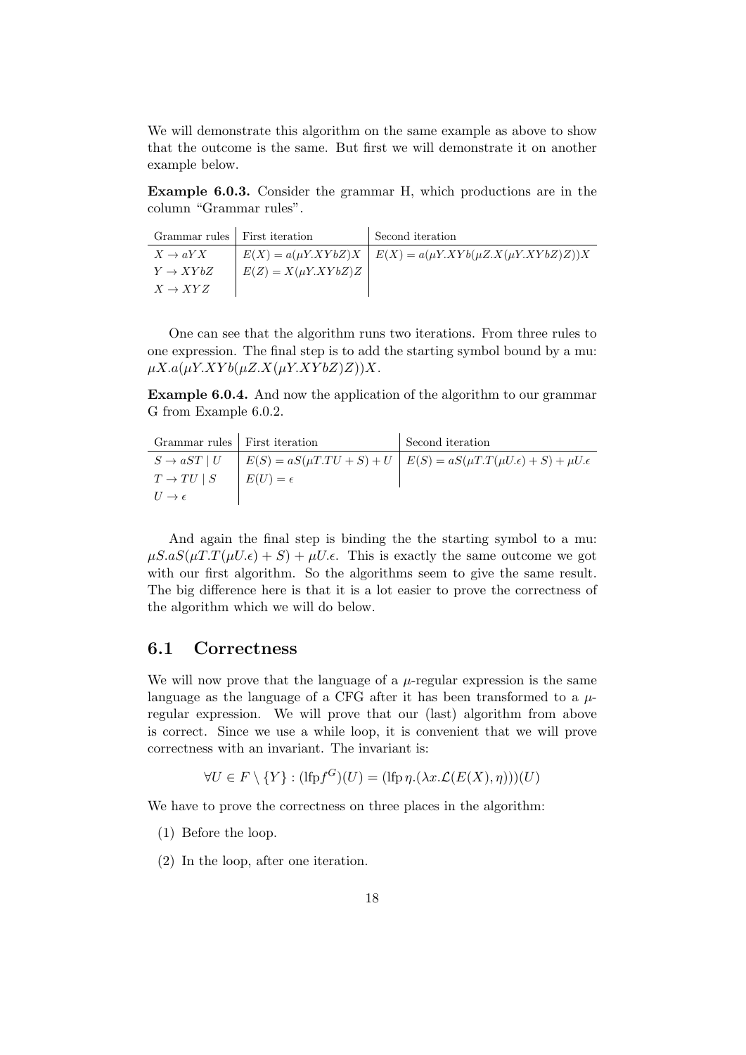We will demonstrate this algorithm on the same example as above to show that the outcome is the same. But first we will demonstrate it on another example below.

**Example 6.0.3.** Consider the grammar H, which productions are in the column "Grammar rules".

| Grammar rules | First iteration | Second iteration |
|---|---|---|
| $X \to aYX$ | $E(X) = a(\mu Y.XYbZ)X$ | $E(X) = a(\mu Y.XYb(\mu Z.X(\mu Y.XYbZ)Z))X$ |
| $Y \to XYbZ$ | $E(Z) = X(\mu Y.XYbZ)Z$ | |
| $X \to XYZ$ | | |

One can see that the algorithm runs two iterations. From three rules to one expression. The final step is to add the starting symbol bound by a mu: $\mu X.a(\mu Y.XYb(\mu Z.X(\mu Y.XYbZ)Z))X$.

**Example 6.0.4.** And now the application of the algorithm to our grammar G from Example 6.0.2.

| Grammar rules | First iteration | Second iteration |
|---|---|---|
| $S \to aST \mid U$ | $E(S) = aS(\mu T.TU + S) + U$ | $E(S) = aS(\mu T.T(\mu U.\epsilon) + S) + \mu U.\epsilon$ |
| $T \to TU \mid S$ | $E(U) = \epsilon$ | |
| $U \to \epsilon$ | | |

And again the final step is binding the the starting symbol to a mu: $\mu S.aS(\mu T.T(\mu U.\epsilon) + S) + \mu U.\epsilon$. This is exactly the same outcome we got with our first algorithm. So the algorithms seem to give the same result. The big difference here is that it is a lot easier to prove the correctness of the algorithm which we will do below.

## 6.1 Correctness

We will now prove that the language of a $\mu$-regular expression is the same language as the language of a CFG after it has been transformed to a $\mu$-regular expression. We will prove that our (last) algorithm from above is correct. Since we use a while loop, it is convenient that we will prove correctness with an invariant. The invariant is:

$$\forall U \in F \setminus \{Y\} : (\text{lfp} f^G)(U) = (\text{lfp}\, \eta.(\lambda x.\mathcal{L}(E(X), \eta)))(U)$$

We have to prove the correctness on three places in the algorithm:

(1) Before the loop.

(2) In the loop, after one iteration.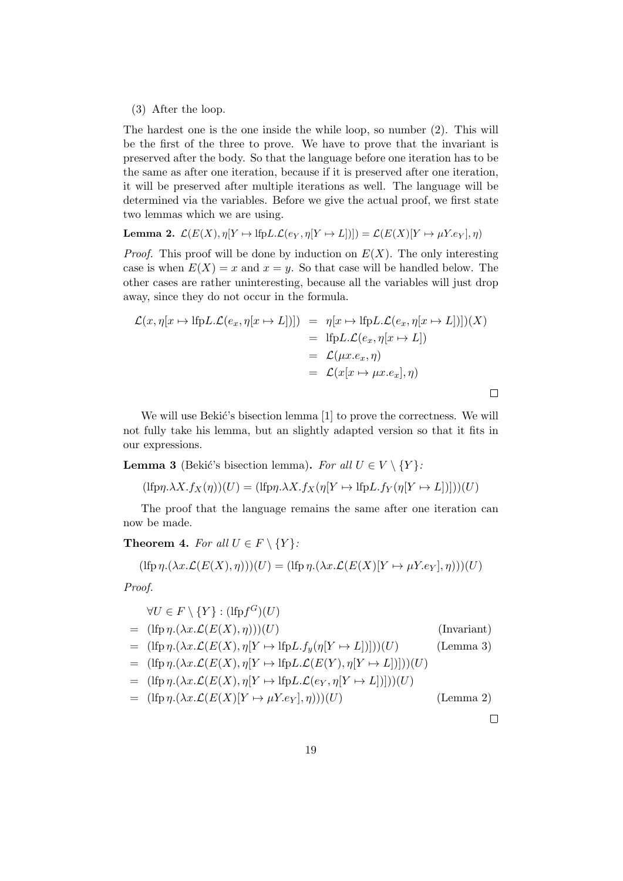(3) After the loop.

The hardest one is the one inside the while loop, so number (2). This will be the first of the three to prove. We have to prove that the invariant is preserved after the body. So that the language before one iteration has to be the same as after one iteration, because if it is preserved after one iteration, it will be preserved after multiple iterations as well. The language will be determined via the variables. Before we give the actual proof, we first state two lemmas which we are using.

**Lemma 2.** $\mathcal{L}(E(X), \eta[Y \mapsto \text{lfp}L.\mathcal{L}(e_Y, \eta[Y \mapsto L])]) = \mathcal{L}(E(X)[Y \mapsto \mu Y.e_Y], \eta)$

*Proof.* This proof will be done by induction on $E(X)$. The only interesting case is when $E(X) = x$ and $x = y$. So that case will be handled below. The other cases are rather uninteresting, because all the variables will just drop away, since they do not occur in the formula.

$$\begin{aligned}
\mathcal{L}(x, \eta[x \mapsto \text{lfp}L.\mathcal{L}(e_x, \eta[x \mapsto L])]) &= \eta[x \mapsto \text{lfp}L.\mathcal{L}(e_x, \eta[x \mapsto L])])(X) \\
&= \text{lfp}L.\mathcal{L}(e_x, \eta[x \mapsto L]) \\
&= \mathcal{L}(\mu x.e_x, \eta) \\
&= \mathcal{L}(x[x \mapsto \mu x.e_x], \eta)
\end{aligned}$$

□

We will use Bekić's bisection lemma [1] to prove the correctness. We will not fully take his lemma, but an slightly adapted version so that it fits in our expressions.

**Lemma 3** (Bekić's bisection lemma)**.** *For all $U \in V \setminus \{Y\}$:*

$$(\text{lfp}\eta.\lambda X.f_X(\eta))(U) = (\text{lfp}\eta.\lambda X.f_X(\eta[Y \mapsto \text{lfp}L.f_Y(\eta[Y \mapsto L])]))(U)$$

The proof that the language remains the same after one iteration can now be made.

**Theorem 4.** *For all $U \in F \setminus \{Y\}$:*

$$(\text{lfp}\,\eta.(\lambda x.\mathcal{L}(E(X), \eta)))(U) = (\text{lfp}\,\eta.(\lambda x.\mathcal{L}(E(X)[Y \mapsto \mu Y.e_Y], \eta)))(U)$$

*Proof.*

$$\begin{aligned}
& \forall U \in F \setminus \{Y\} : (\text{lfp} f^G)(U) \\
=\ & (\text{lfp}\,\eta.(\lambda x.\mathcal{L}(E(X), \eta)))(U) && \text{(Invariant)} \\
=\ & (\text{lfp}\,\eta.(\lambda x.\mathcal{L}(E(X), \eta[Y \mapsto \text{lfp}L.f_y(\eta[Y \mapsto L])])))(U) && \text{(Lemma 3)} \\
=\ & (\text{lfp}\,\eta.(\lambda x.\mathcal{L}(E(X), \eta[Y \mapsto \text{lfp}L.\mathcal{L}(E(Y), \eta[Y \mapsto L])])))(U) \\
=\ & (\text{lfp}\,\eta.(\lambda x.\mathcal{L}(E(X), \eta[Y \mapsto \text{lfp}L.\mathcal{L}(e_Y, \eta[Y \mapsto L])])))(U) \\
=\ & (\text{lfp}\,\eta.(\lambda x.\mathcal{L}(E(X)[Y \mapsto \mu Y.e_Y], \eta)))(U) && \text{(Lemma 2)}
\end{aligned}$$

□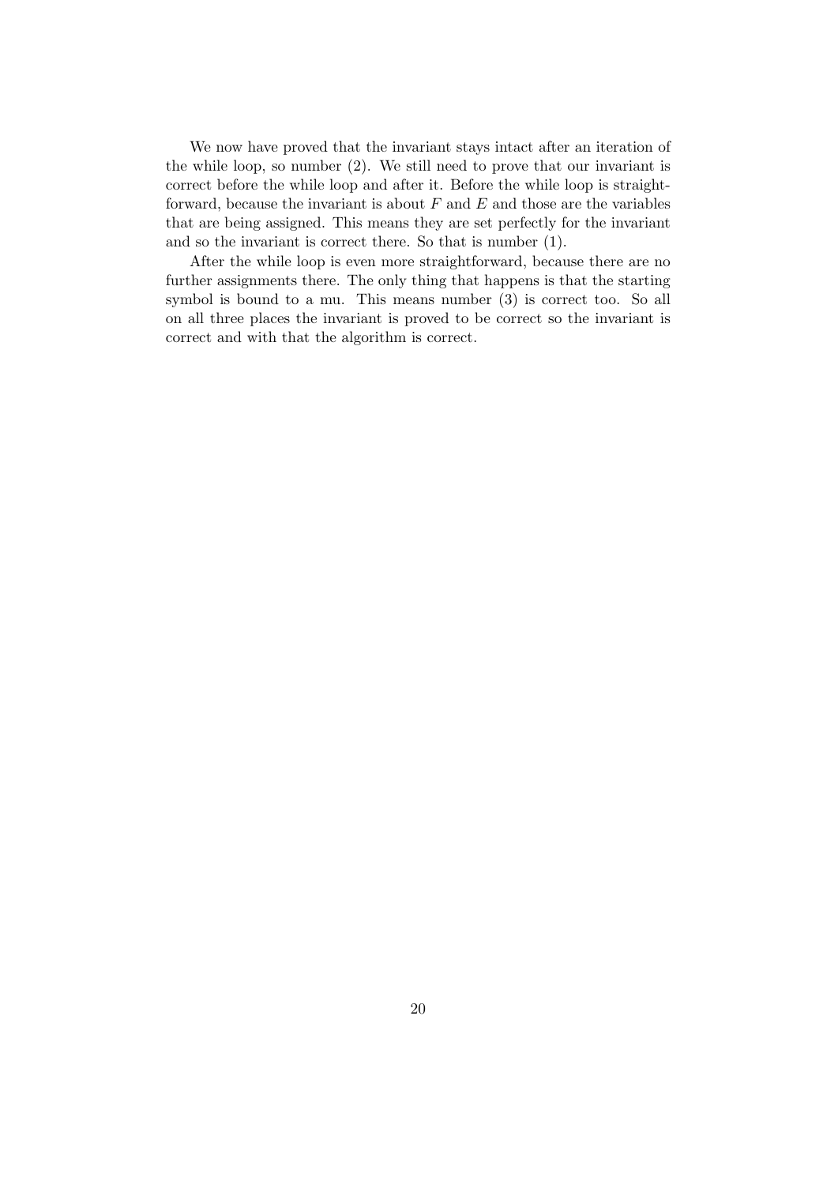We now have proved that the invariant stays intact after an iteration of the while loop, so number (2). We still need to prove that our invariant is correct before the while loop and after it. Before the while loop is straightforward, because the invariant is about $F$ and $E$ and those are the variables that are being assigned. This means they are set perfectly for the invariant and so the invariant is correct there. So that is number (1).

After the while loop is even more straightforward, because there are no further assignments there. The only thing that happens is that the starting symbol is bound to a mu. This means number (3) is correct too. So all on all three places the invariant is proved to be correct so the invariant is correct and with that the algorithm is correct.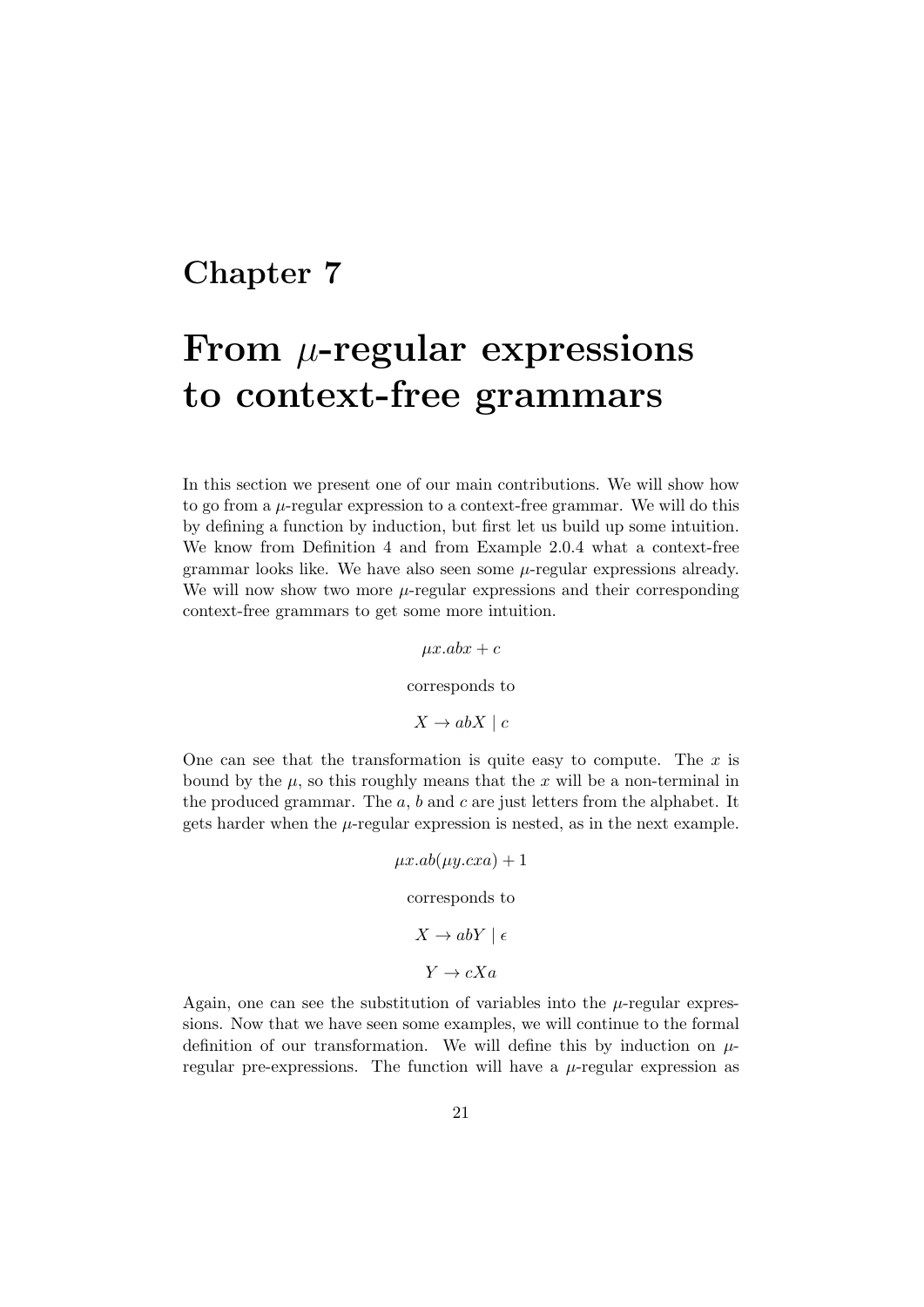# Chapter 7

# From $\mu$-regular expressions to context-free grammars

In this section we present one of our main contributions. We will show how to go from a $\mu$-regular expression to a context-free grammar. We will do this by defining a function by induction, but first let us build up some intuition. We know from Definition 4 and from Example 2.0.4 what a context-free grammar looks like. We have also seen some $\mu$-regular expressions already. We will now show two more $\mu$-regular expressions and their corresponding context-free grammars to get some more intuition.

$$\mu x.abx + c$$

corresponds to

$$X \to abX \mid c$$

One can see that the transformation is quite easy to compute. The $x$ is bound by the $\mu$, so this roughly means that the $x$ will be a non-terminal in the produced grammar. The $a$, $b$ and $c$ are just letters from the alphabet. It gets harder when the $\mu$-regular expression is nested, as in the next example.

$$\mu x.ab(\mu y.cxa) + 1$$

corresponds to

$$X \to abY \mid \epsilon$$

$$Y \to cXa$$

Again, one can see the substitution of variables into the $\mu$-regular expressions. Now that we have seen some examples, we will continue to the formal definition of our transformation. We will define this by induction on $\mu$-regular pre-expressions. The function will have a $\mu$-regular expression as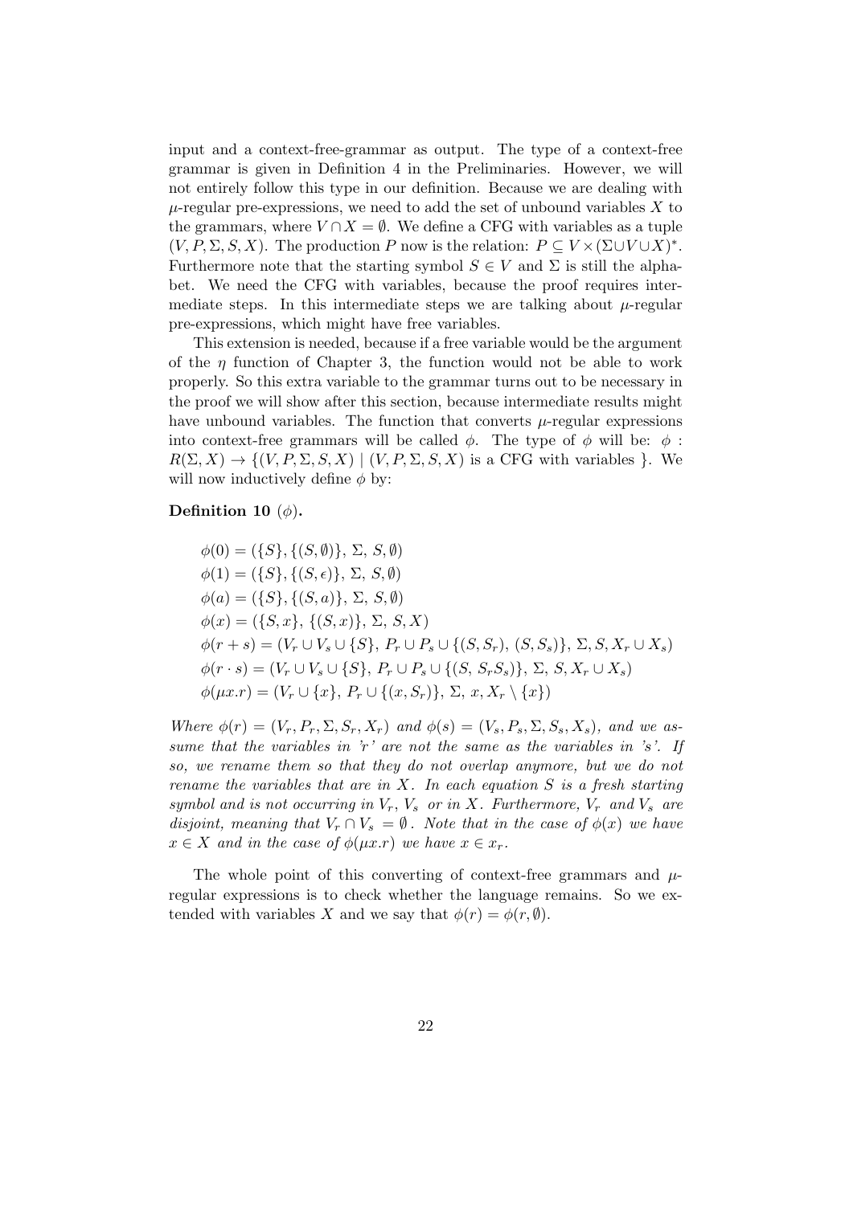input and a context-free-grammar as output. The type of a context-free grammar is given in Definition 4 in the Preliminaries. However, we will not entirely follow this type in our definition. Because we are dealing with $\mu$-regular pre-expressions, we need to add the set of unbound variables $X$ to the grammars, where $V \cap X = \emptyset$. We define a CFG with variables as a tuple $(V, P, \Sigma, S, X)$. The production $P$ now is the relation: $P \subseteq V \times (\Sigma \cup V \cup X)^*$. Furthermore note that the starting symbol $S \in V$ and $\Sigma$ is still the alphabet. We need the CFG with variables, because the proof requires intermediate steps. In this intermediate steps we are talking about $\mu$-regular pre-expressions, which might have free variables.

This extension is needed, because if a free variable would be the argument of the $\eta$ function of Chapter 3, the function would not be able to work properly. So this extra variable to the grammar turns out to be necessary in the proof we will show after this section, because intermediate results might have unbound variables. The function that converts $\mu$-regular expressions into context-free grammars will be called $\phi$. The type of $\phi$ will be: $\phi : R(\Sigma, X) \rightarrow \{(V, P, \Sigma, S, X) \mid (V, P, \Sigma, S, X)$ is a CFG with variables $\}$. We will now inductively define $\phi$ by:

**Definition 10** ($\phi$)**.**

$$\phi(0) = (\{S\}, \{(S, \emptyset)\}, \Sigma, S, \emptyset)$$
$$\phi(1) = (\{S\}, \{(S, \epsilon)\}, \Sigma, S, \emptyset)$$
$$\phi(a) = (\{S\}, \{(S, a)\}, \Sigma, S, \emptyset)$$
$$\phi(x) = (\{S, x\}, \{(S, x)\}, \Sigma, S, X)$$
$$\phi(r + s) = (V_r \cup V_s \cup \{S\}, P_r \cup P_s \cup \{(S, S_r), (S, S_s)\}, \Sigma, S, X_r \cup X_s)$$
$$\phi(r \cdot s) = (V_r \cup V_s \cup \{S\}, P_r \cup P_s \cup \{(S, S_r S_s)\}, \Sigma, S, X_r \cup X_s)$$
$$\phi(\mu x.r) = (V_r \cup \{x\}, P_r \cup \{(x, S_r)\}, \Sigma, x, X_r \setminus \{x\})$$

*Where $\phi(r) = (V_r, P_r, \Sigma, S_r, X_r)$ and $\phi(s) = (V_s, P_s, \Sigma, S_s, X_s)$, and we assume that the variables in 'r' are not the same as the variables in 's'. If so, we rename them so that they do not overlap anymore, but we do not rename the variables that are in $X$. In each equation $S$ is a fresh starting symbol and is not occurring in $V_r$, $V_s$ or in $X$. Furthermore, $V_r$ and $V_s$ are disjoint, meaning that $V_r \cap V_s = \emptyset$. Note that in the case of $\phi(x)$ we have $x \in X$ and in the case of $\phi(\mu x.r)$ we have $x \in x_r$.*

The whole point of this converting of context-free grammars and $\mu$-regular expressions is to check whether the language remains. So we extended with variables $X$ and we say that $\phi(r) = \phi(r, \emptyset)$.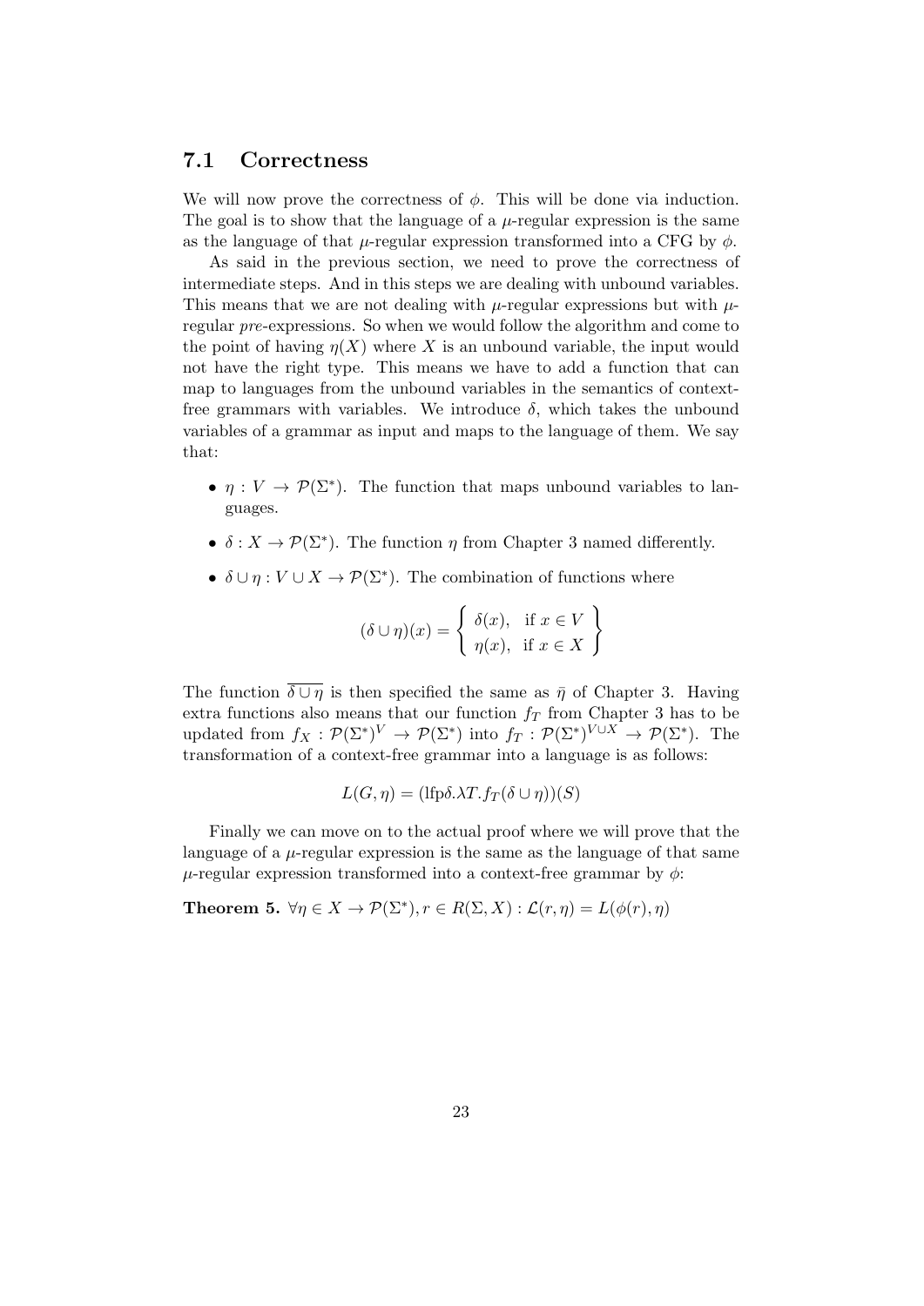## 7.1 Correctness

We will now prove the correctness of $\phi$. This will be done via induction. The goal is to show that the language of a $\mu$-regular expression is the same as the language of that $\mu$-regular expression transformed into a CFG by $\phi$.

As said in the previous section, we need to prove the correctness of intermediate steps. And in this steps we are dealing with unbound variables. This means that we are not dealing with $\mu$-regular expressions but with $\mu$-regular *pre*-expressions. So when we would follow the algorithm and come to the point of having $\eta(X)$ where $X$ is an unbound variable, the input would not have the right type. This means we have to add a function that can map to languages from the unbound variables in the semantics of context-free grammars with variables. We introduce $\delta$, which takes the unbound variables of a grammar as input and maps to the language of them. We say that:

- $\eta : V \to \mathcal{P}(\Sigma^*)$. The function that maps unbound variables to languages.
- $\delta : X \to \mathcal{P}(\Sigma^*)$. The function $\eta$ from Chapter 3 named differently.
- $\delta \cup \eta : V \cup X \to \mathcal{P}(\Sigma^*)$. The combination of functions where

$$(\delta \cup \eta)(x) = \left\{ \begin{array}{ll} \delta(x), & \text{if } x \in V \\ \eta(x), & \text{if } x \in X \end{array} \right\}$$

The function $\overline{\delta \cup \eta}$ is then specified the same as $\bar{\eta}$ of Chapter 3. Having extra functions also means that our function $f_T$ from Chapter 3 has to be updated from $f_X : \mathcal{P}(\Sigma^*)^V \to \mathcal{P}(\Sigma^*)$ into $f_T : \mathcal{P}(\Sigma^*)^{V \cup X} \to \mathcal{P}(\Sigma^*)$. The transformation of a context-free grammar into a language is as follows:

$$L(G, \eta) = (\text{lfp}\delta.\lambda T.f_T(\delta \cup \eta))(S)$$

Finally we can move on to the actual proof where we will prove that the language of a $\mu$-regular expression is the same as the language of that same $\mu$-regular expression transformed into a context-free grammar by $\phi$:

**Theorem 5.** $\forall \eta \in X \to \mathcal{P}(\Sigma^*), r \in R(\Sigma, X) : \mathcal{L}(r, \eta) = L(\phi(r), \eta)$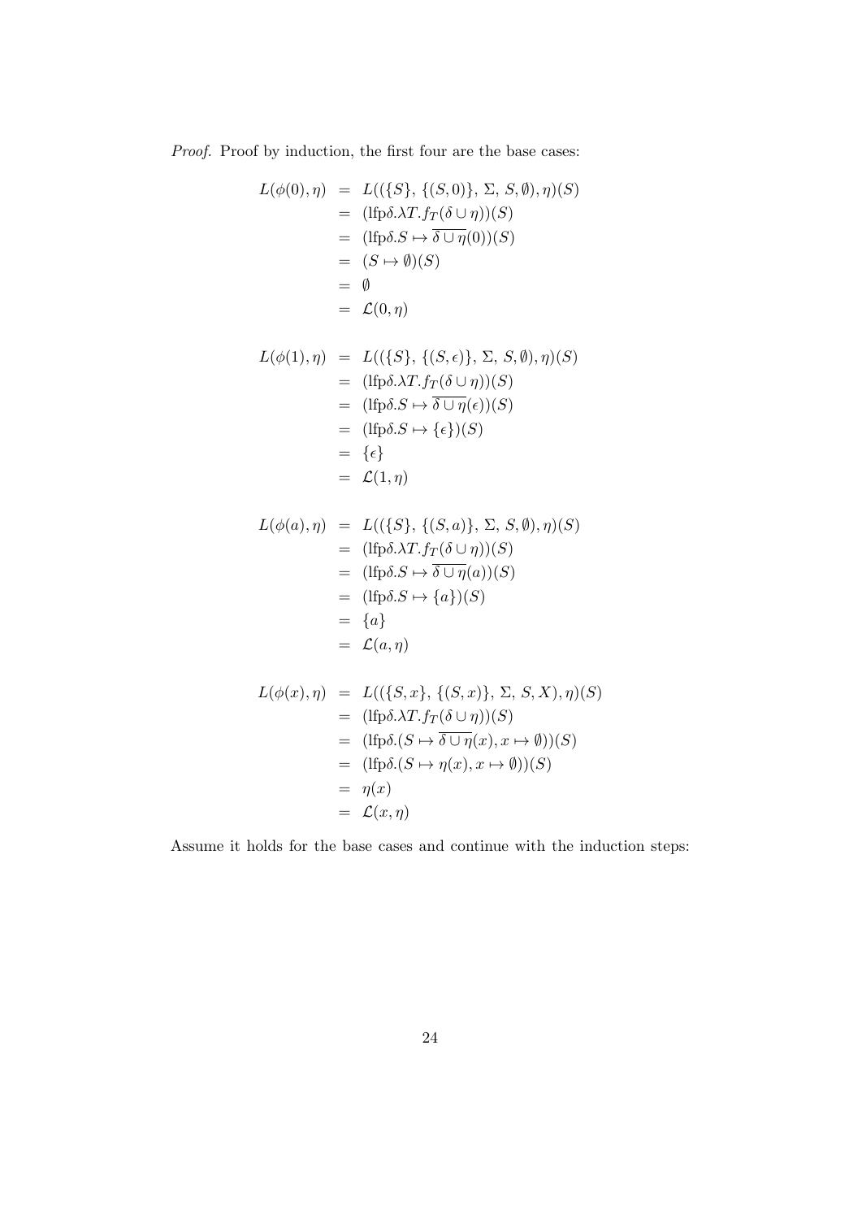*Proof.* Proof by induction, the first four are the base cases:

$$
\begin{aligned}
L(\phi(0), \eta) &= L((\{S\}, \{(S, 0)\}, \Sigma, S, \emptyset), \eta)(S) \\
&= (\text{lfp}\delta.\lambda T.f_T(\delta \cup \eta))(S) \\
&= (\text{lfp}\delta.S \mapsto \overline{\delta \cup \eta}(0))(S) \\
&= (S \mapsto \emptyset)(S) \\
&= \emptyset \\
&= \mathcal{L}(0, \eta)
\end{aligned}
$$

$$
\begin{aligned}
L(\phi(1), \eta) &= L((\{S\}, \{(S, \epsilon)\}, \Sigma, S, \emptyset), \eta)(S) \\
&= (\text{lfp}\delta.\lambda T.f_T(\delta \cup \eta))(S) \\
&= (\text{lfp}\delta.S \mapsto \overline{\delta \cup \eta}(\epsilon))(S) \\
&= (\text{lfp}\delta.S \mapsto \{\epsilon\})(S) \\
&= \{\epsilon\} \\
&= \mathcal{L}(1, \eta)
\end{aligned}
$$

$$
\begin{aligned}
L(\phi(a), \eta) &= L((\{S\}, \{(S, a)\}, \Sigma, S, \emptyset), \eta)(S) \\
&= (\text{lfp}\delta.\lambda T.f_T(\delta \cup \eta))(S) \\
&= (\text{lfp}\delta.S \mapsto \overline{\delta \cup \eta}(a))(S) \\
&= (\text{lfp}\delta.S \mapsto \{a\})(S) \\
&= \{a\} \\
&= \mathcal{L}(a, \eta)
\end{aligned}
$$

$$
\begin{aligned}
L(\phi(x), \eta) &= L((\{S, x\}, \{(S, x)\}, \Sigma, S, X), \eta)(S) \\
&= (\text{lfp}\delta.\lambda T.f_T(\delta \cup \eta))(S) \\
&= (\text{lfp}\delta.(S \mapsto \overline{\delta \cup \eta}(x), x \mapsto \emptyset))(S) \\
&= (\text{lfp}\delta.(S \mapsto \eta(x), x \mapsto \emptyset))(S) \\
&= \eta(x) \\
&= \mathcal{L}(x, \eta)
\end{aligned}
$$

Assume it holds for the base cases and continue with the induction steps: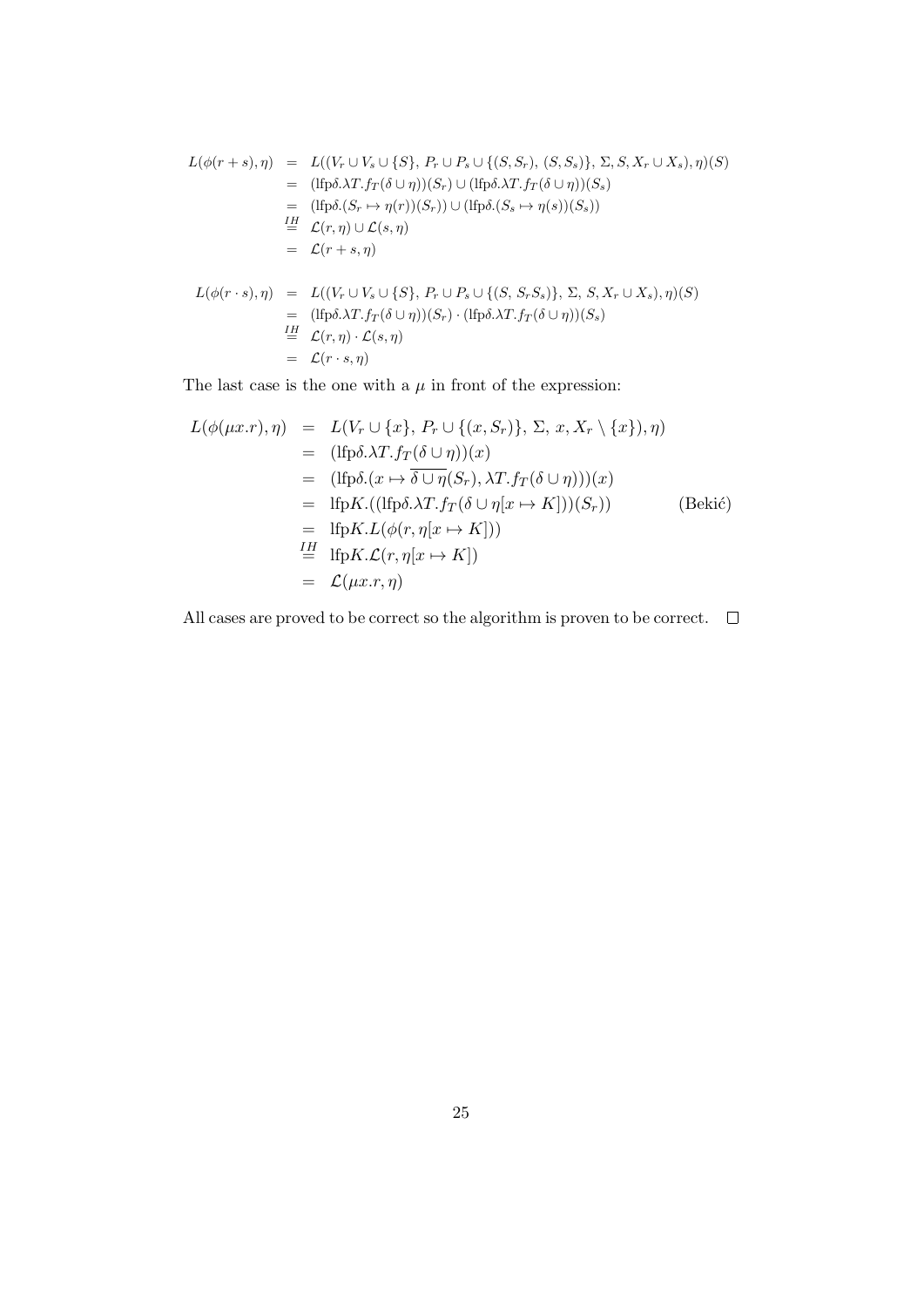$$
\begin{aligned}
L(\phi(r+s),\eta) &= L((V_r \cup V_s \cup \{S\},\, P_r \cup P_s \cup \{(S,S_r),\,(S,S_s)\},\, \Sigma, S, X_r \cup X_s),\eta)(S) \\
&= (\text{lfp}\delta.\lambda T.f_T(\delta \cup \eta))(S_r) \cup (\text{lfp}\delta.\lambda T.f_T(\delta \cup \eta))(S_s) \\
&= (\text{lfp}\delta.(S_r \mapsto \eta(r))(S_r)) \cup (\text{lfp}\delta.(S_s \mapsto \eta(s))(S_s)) \\
&\overset{IH}{=} \mathcal{L}(r,\eta) \cup \mathcal{L}(s,\eta) \\
&= \mathcal{L}(r+s,\eta)
\end{aligned}
$$

$$
\begin{aligned}
L(\phi(r \cdot s),\eta) &= L((V_r \cup V_s \cup \{S\},\, P_r \cup P_s \cup \{(S,\, S_r S_s)\},\, \Sigma,\, S, X_r \cup X_s),\eta)(S) \\
&= (\text{lfp}\delta.\lambda T.f_T(\delta \cup \eta))(S_r) \cdot (\text{lfp}\delta.\lambda T.f_T(\delta \cup \eta))(S_s) \\
&\overset{IH}{=} \mathcal{L}(r,\eta) \cdot \mathcal{L}(s,\eta) \\
&= \mathcal{L}(r \cdot s,\eta)
\end{aligned}
$$

The last case is the one with a $\mu$ in front of the expression:

$$
\begin{aligned}
L(\phi(\mu x.r),\eta) &= L(V_r \cup \{x\},\, P_r \cup \{(x,S_r)\},\, \Sigma,\, x, X_r \setminus \{x\}),\eta) \\
&= (\text{lfp}\delta.\lambda T.f_T(\delta \cup \eta))(x) \\
&= (\text{lfp}\delta.(x \mapsto \overline{\delta \cup \eta}(S_r), \lambda T.f_T(\delta \cup \eta)))(x) \\
&= \text{lfp}K.((\text{lfp}\delta.\lambda T.f_T(\delta \cup \eta[x \mapsto K]))(S_r)) \qquad \text{(Bekić)} \\
&= \text{lfp}K.L(\phi(r,\eta[x \mapsto K])) \\
&\overset{IH}{=} \text{lfp}K.\mathcal{L}(r,\eta[x \mapsto K]) \\
&= \mathcal{L}(\mu x.r,\eta)
\end{aligned}
$$

All cases are proved to be correct so the algorithm is proven to be correct. □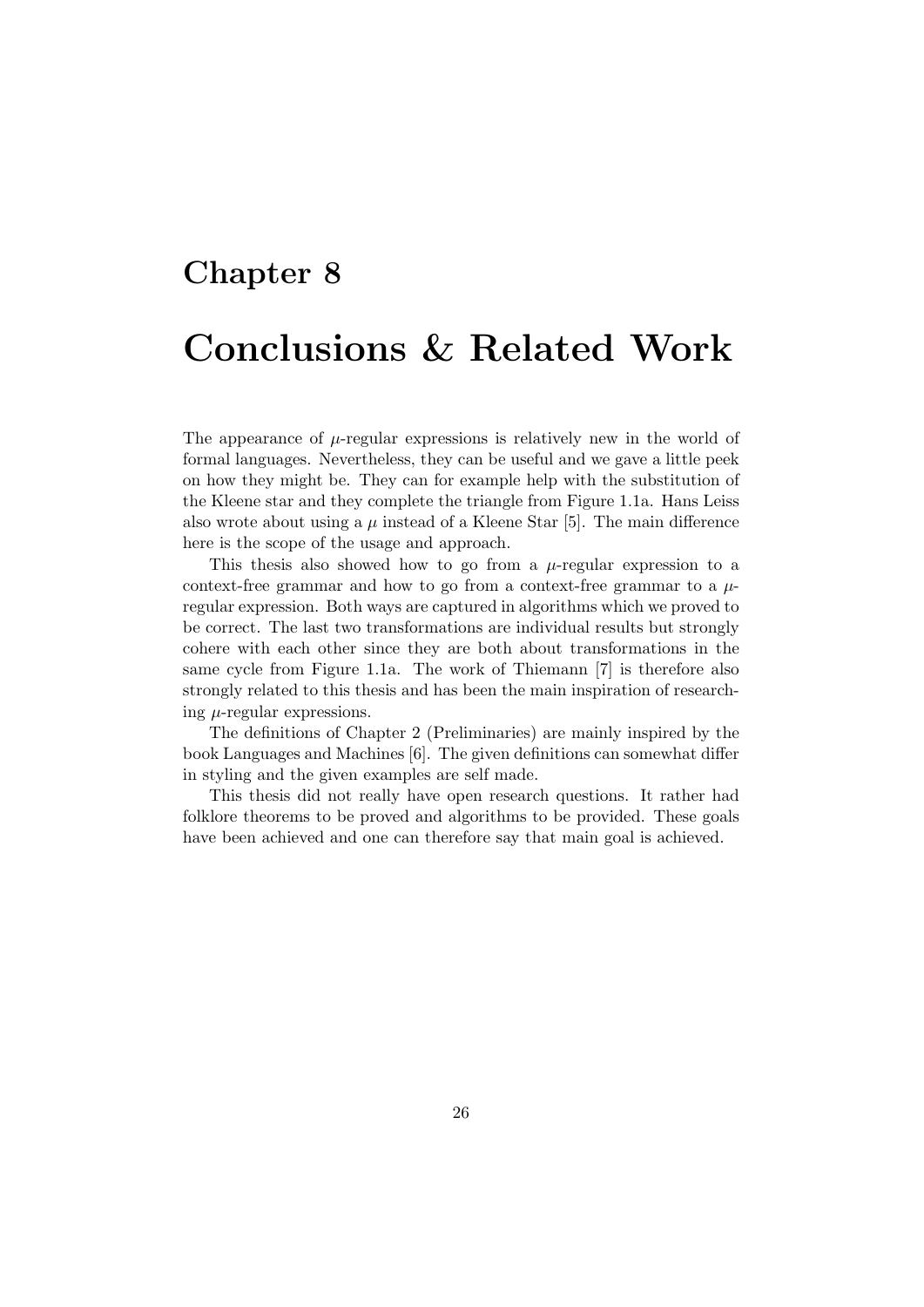# Chapter 8

# Conclusions & Related Work

The appearance of $\mu$-regular expressions is relatively new in the world of formal languages. Nevertheless, they can be useful and we gave a little peek on how they might be. They can for example help with the substitution of the Kleene star and they complete the triangle from Figure 1.1a. Hans Leiss also wrote about using a $\mu$ instead of a Kleene Star [5]. The main difference here is the scope of the usage and approach.

This thesis also showed how to go from a $\mu$-regular expression to a context-free grammar and how to go from a context-free grammar to a $\mu$-regular expression. Both ways are captured in algorithms which we proved to be correct. The last two transformations are individual results but strongly cohere with each other since they are both about transformations in the same cycle from Figure 1.1a. The work of Thiemann [7] is therefore also strongly related to this thesis and has been the main inspiration of researching $\mu$-regular expressions.

The definitions of Chapter 2 (Preliminaries) are mainly inspired by the book Languages and Machines [6]. The given definitions can somewhat differ in styling and the given examples are self made.

This thesis did not really have open research questions. It rather had folklore theorems to be proved and algorithms to be provided. These goals have been achieved and one can therefore say that main goal is achieved.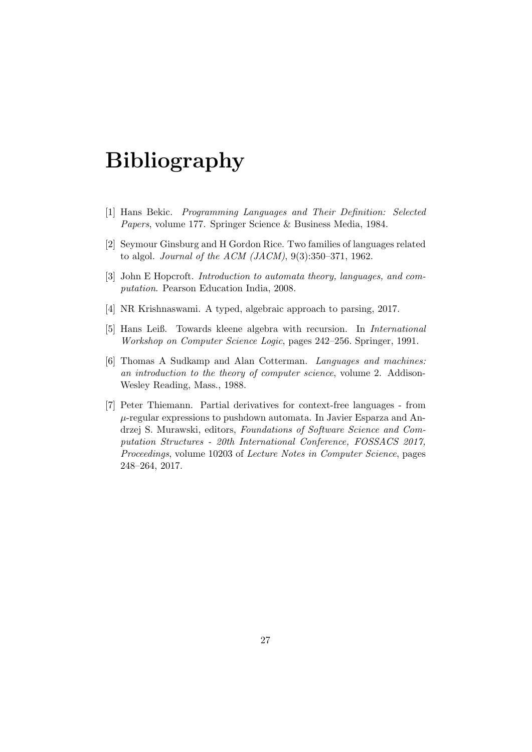# Bibliography

[1] Hans Bekic. *Programming Languages and Their Definition: Selected Papers*, volume 177. Springer Science & Business Media, 1984.

[2] Seymour Ginsburg and H Gordon Rice. Two families of languages related to algol. *Journal of the ACM (JACM)*, 9(3):350–371, 1962.

[3] John E Hopcroft. *Introduction to automata theory, languages, and computation*. Pearson Education India, 2008.

[4] NR Krishnaswami. A typed, algebraic approach to parsing, 2017.

[5] Hans Leiß. Towards kleene algebra with recursion. In *International Workshop on Computer Science Logic*, pages 242–256. Springer, 1991.

[6] Thomas A Sudkamp and Alan Cotterman. *Languages and machines: an introduction to the theory of computer science*, volume 2. Addison-Wesley Reading, Mass., 1988.

[7] Peter Thiemann. Partial derivatives for context-free languages - from $\mu$-regular expressions to pushdown automata. In Javier Esparza and Andrzej S. Murawski, editors, *Foundations of Software Science and Computation Structures - 20th International Conference, FOSSACS 2017, Proceedings*, volume 10203 of *Lecture Notes in Computer Science*, pages 248–264, 2017.